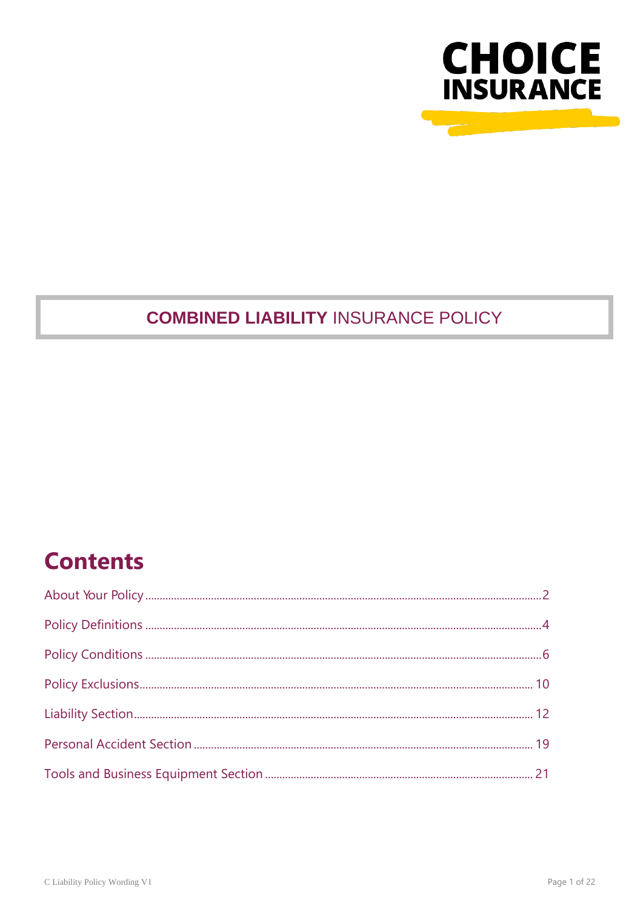**CHOICE INSURANCE**

# **COMBINED LIABILITY** INSURANCE POLICY

## Contents

About Your Policy ........ 2

Policy Definitions ........ 4

Policy Conditions ........ 6

Policy Exclusions ........ 10

Liability Section ........ 12

Personal Accident Section ........ 19

Tools and Business Equipment Section ........ 21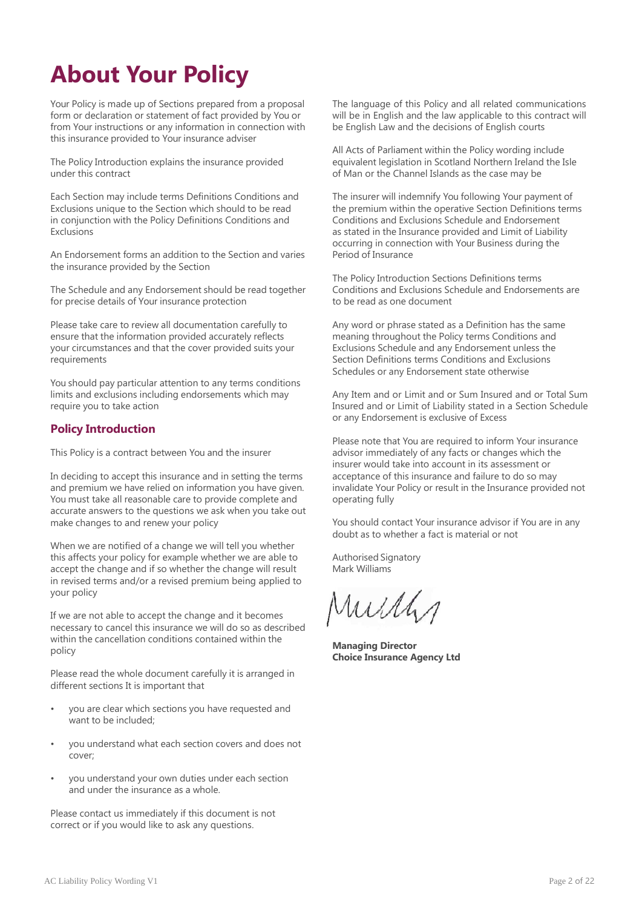# About Your Policy

Your Policy is made up of Sections prepared from a proposal form or declaration or statement of fact provided by You or from Your instructions or any information in connection with this insurance provided to Your insurance adviser

The Policy Introduction explains the insurance provided under this contract

Each Section may include terms Definitions Conditions and Exclusions unique to the Section which should to be read in conjunction with the Policy Definitions Conditions and Exclusions

An Endorsement forms an addition to the Section and varies the insurance provided by the Section

The Schedule and any Endorsement should be read together for precise details of Your insurance protection

Please take care to review all documentation carefully to ensure that the information provided accurately reflects your circumstances and that the cover provided suits your requirements

You should pay particular attention to any terms conditions limits and exclusions including endorsements which may require you to take action

## Policy Introduction

This Policy is a contract between You and the insurer

In deciding to accept this insurance and in setting the terms and premium we have relied on information you have given. You must take all reasonable care to provide complete and accurate answers to the questions we ask when you take out make changes to and renew your policy

When we are notified of a change we will tell you whether this affects your policy for example whether we are able to accept the change and if so whether the change will result in revised terms and/or a revised premium being applied to your policy

If we are not able to accept the change and it becomes necessary to cancel this insurance we will do so as described within the cancellation conditions contained within the policy

Please read the whole document carefully it is arranged in different sections It is important that

- you are clear which sections you have requested and want to be included;
- you understand what each section covers and does not cover;
- you understand your own duties under each section and under the insurance as a whole.

Please contact us immediately if this document is not correct or if you would like to ask any questions.

The language of this Policy and all related communications will be in English and the law applicable to this contract will be English Law and the decisions of English courts

All Acts of Parliament within the Policy wording include equivalent legislation in Scotland Northern Ireland the Isle of Man or the Channel Islands as the case may be

The insurer will indemnify You following Your payment of the premium within the operative Section Definitions terms Conditions and Exclusions Schedule and Endorsement as stated in the Insurance provided and Limit of Liability occurring in connection with Your Business during the Period of Insurance

The Policy Introduction Sections Definitions terms Conditions and Exclusions Schedule and Endorsements are to be read as one document

Any word or phrase stated as a Definition has the same meaning throughout the Policy terms Conditions and Exclusions Schedule and any Endorsement unless the Section Definitions terms Conditions and Exclusions Schedules or any Endorsement state otherwise

Any Item and or Limit and or Sum Insured and or Total Sum Insured and or Limit of Liability stated in a Section Schedule or any Endorsement is exclusive of Excess

Please note that You are required to inform Your insurance advisor immediately of any facts or changes which the insurer would take into account in its assessment or acceptance of this insurance and failure to do so may invalidate Your Policy or result in the Insurance provided not operating fully

You should contact Your insurance advisor if You are in any doubt as to whether a fact is material or not

Authorised Signatory
Mark Williams

**Managing Director**
**Choice Insurance Agency Ltd**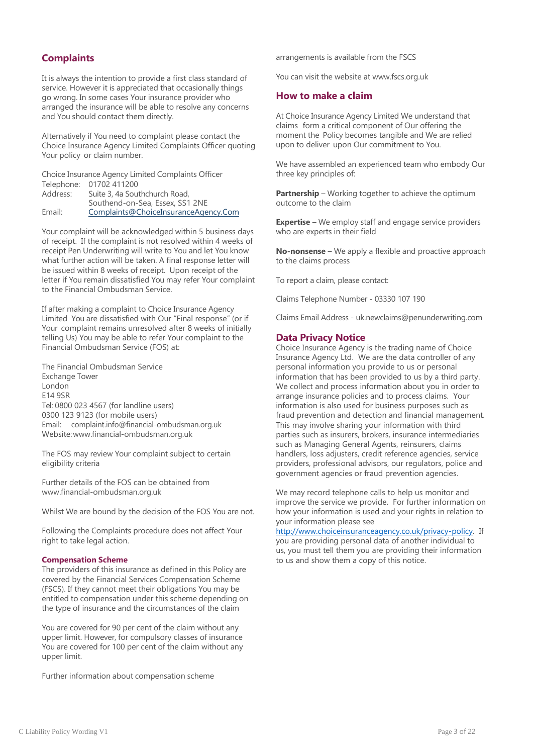## Complaints

It is always the intention to provide a first class standard of service. However it is appreciated that occasionally things go wrong. In some cases Your insurance provider who arranged the insurance will be able to resolve any concerns and You should contact them directly.

Alternatively if You need to complaint please contact the Choice Insurance Agency Limited Complaints Officer quoting Your policy or claim number.

Choice Insurance Agency Limited Complaints Officer
Telephone: 01702 411200
Address: Suite 3, 4a Southchurch Road,
Southend-on-Sea, Essex, SS1 2NE
Email: Complaints@ChoiceInsuranceAgency.Com

Your complaint will be acknowledged within 5 business days of receipt. If the complaint is not resolved within 4 weeks of receipt Pen Underwriting will write to You and let You know what further action will be taken. A final response letter will be issued within 8 weeks of receipt. Upon receipt of the letter if You remain dissatisfied You may refer Your complaint to the Financial Ombudsman Service.

If after making a complaint to Choice Insurance Agency Limited You are dissatisfied with Our "Final response" (or if Your complaint remains unresolved after 8 weeks of initially telling Us) You may be able to refer Your complaint to the Financial Ombudsman Service (FOS) at:

The Financial Ombudsman Service
Exchange Tower
London
E14 9SR
Tel: 0800 023 4567 (for landline users)
0300 123 9123 (for mobile users)
Email: complaint.info@financial-ombudsman.org.uk
Website: www.financial-ombudsman.org.uk

The FOS may review Your complaint subject to certain eligibility criteria

Further details of the FOS can be obtained from www.financial-ombudsman.org.uk

Whilst We are bound by the decision of the FOS You are not.

Following the Complaints procedure does not affect Your right to take legal action.

### Compensation Scheme

The providers of this insurance as defined in this Policy are covered by the Financial Services Compensation Scheme (FSCS). If they cannot meet their obligations You may be entitled to compensation under this scheme depending on the type of insurance and the circumstances of the claim

You are covered for 90 per cent of the claim without any upper limit. However, for compulsory classes of insurance You are covered for 100 per cent of the claim without any upper limit.

Further information about compensation scheme arrangements is available from the FSCS

You can visit the website at www.fscs.org.uk

## How to make a claim

At Choice Insurance Agency Limited We understand that claims form a critical component of Our offering the moment the Policy becomes tangible and We are relied upon to deliver upon Our commitment to You.

We have assembled an experienced team who embody Our three key principles of:

**Partnership** – Working together to achieve the optimum outcome to the claim

**Expertise** – We employ staff and engage service providers who are experts in their field

**No-nonsense** – We apply a flexible and proactive approach to the claims process

To report a claim, please contact:

Claims Telephone Number - 03330 107 190

Claims Email Address - uk.newclaims@penunderwriting.com

## Data Privacy Notice

Choice Insurance Agency is the trading name of Choice Insurance Agency Ltd. We are the data controller of any personal information you provide to us or personal information that has been provided to us by a third party. We collect and process information about you in order to arrange insurance policies and to process claims. Your information is also used for business purposes such as fraud prevention and detection and financial management. This may involve sharing your information with third parties such as insurers, brokers, insurance intermediaries such as Managing General Agents, reinsurers, claims handlers, loss adjusters, credit reference agencies, service providers, professional advisors, our regulators, police and government agencies or fraud prevention agencies.

We may record telephone calls to help us monitor and improve the service we provide. For further information on how your information is used and your rights in relation to your information please see http://www.choiceinsuranceagency.co.uk/privacy-policy. If you are providing personal data of another individual to us, you must tell them you are providing their information to us and show them a copy of this notice.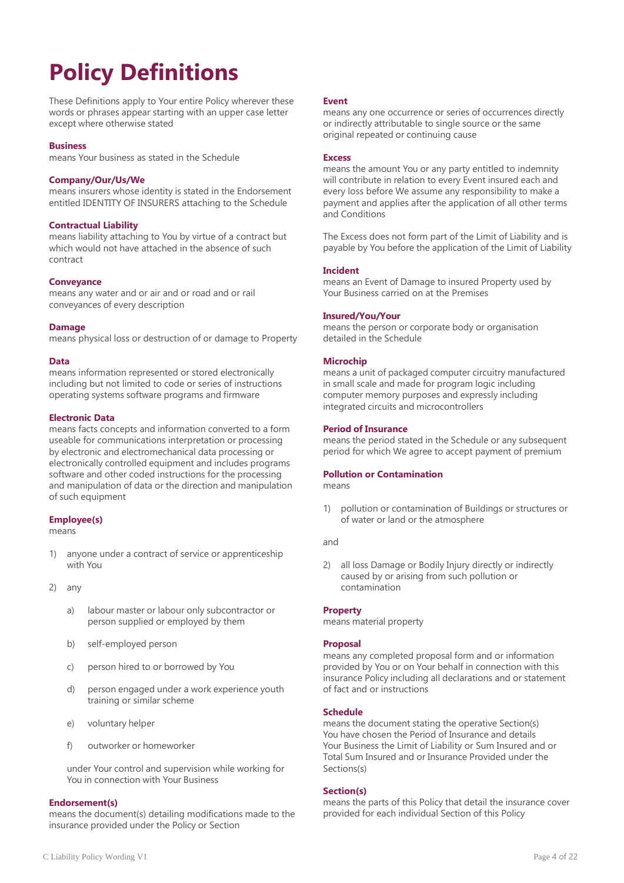# Policy Definitions

These Definitions apply to Your entire Policy wherever these words or phrases appear starting with an upper case letter except where otherwise stated

**Business**
means Your business as stated in the Schedule

**Company/Our/Us/We**
means insurers whose identity is stated in the Endorsement entitled IDENTITY OF INSURERS attaching to the Schedule

**Contractual Liability**
means liability attaching to You by virtue of a contract but which would not have attached in the absence of such contract

**Conveyance**
means any water and or air and or road and or rail conveyances of every description

**Damage**
means physical loss or destruction of or damage to Property

**Data**
means information represented or stored electronically including but not limited to code or series of instructions operating systems software programs and firmware

**Electronic Data**
means facts concepts and information converted to a form useable for communications interpretation or processing by electronic and electromechanical data processing or electronically controlled equipment and includes programs software and other coded instructions for the processing and manipulation of data or the direction and manipulation of such equipment

**Employee(s)**
means

1) anyone under a contract of service or apprenticeship with You

2) any

   a) labour master or labour only subcontractor or person supplied or employed by them

   b) self-employed person

   c) person hired to or borrowed by You

   d) person engaged under a work experience youth training or similar scheme

   e) voluntary helper

   f) outworker or homeworker

   under Your control and supervision while working for You in connection with Your Business

**Endorsement(s)**
means the document(s) detailing modifications made to the insurance provided under the Policy or Section

**Event**
means any one occurrence or series of occurrences directly or indirectly attributable to single source or the same original repeated or continuing cause

**Excess**
means the amount You or any party entitled to indemnity will contribute in relation to every Event insured each and every loss before We assume any responsibility to make a payment and applies after the application of all other terms and Conditions

The Excess does not form part of the Limit of Liability and is payable by You before the application of the Limit of Liability

**Incident**
means an Event of Damage to insured Property used by Your Business carried on at the Premises

**Insured/You/Your**
means the person or corporate body or organisation detailed in the Schedule

**Microchip**
means a unit of packaged computer circuitry manufactured in small scale and made for program logic including computer memory purposes and expressly including integrated circuits and microcontrollers

**Period of Insurance**
means the period stated in the Schedule or any subsequent period for which We agree to accept payment of premium

**Pollution or Contamination**
means

1) pollution or contamination of Buildings or structures or of water or land or the atmosphere

and

2) all loss Damage or Bodily Injury directly or indirectly caused by or arising from such pollution or contamination

**Property**
means material property

**Proposal**
means any completed proposal form and or information provided by You or on Your behalf in connection with this insurance Policy including all declarations and or statement of fact and or instructions

**Schedule**
means the document stating the operative Section(s) You have chosen the Period of Insurance and details Your Business the Limit of Liability or Sum Insured and or Total Sum Insured and or Insurance Provided under the Sections(s)

**Section(s)**
means the parts of this Policy that detail the insurance cover provided for each individual Section of this Policy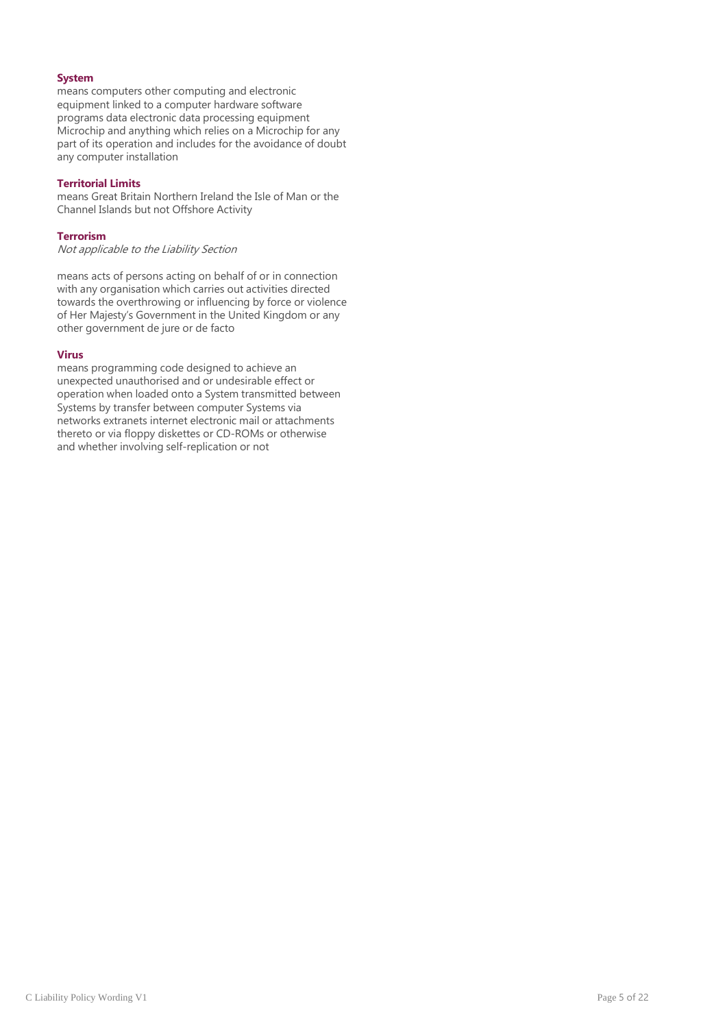**System**
means computers other computing and electronic equipment linked to a computer hardware software programs data electronic data processing equipment Microchip and anything which relies on a Microchip for any part of its operation and includes for the avoidance of doubt any computer installation

**Territorial Limits**
means Great Britain Northern Ireland the Isle of Man or the Channel Islands but not Offshore Activity

**Terrorism**
*Not applicable to the Liability Section*

means acts of persons acting on behalf of or in connection with any organisation which carries out activities directed towards the overthrowing or influencing by force or violence of Her Majesty's Government in the United Kingdom or any other government de jure or de facto

**Virus**
means programming code designed to achieve an unexpected unauthorised and or undesirable effect or operation when loaded onto a System transmitted between Systems by transfer between computer Systems via networks extranets internet electronic mail or attachments thereto or via floppy diskettes or CD-ROMs or otherwise and whether involving self-replication or not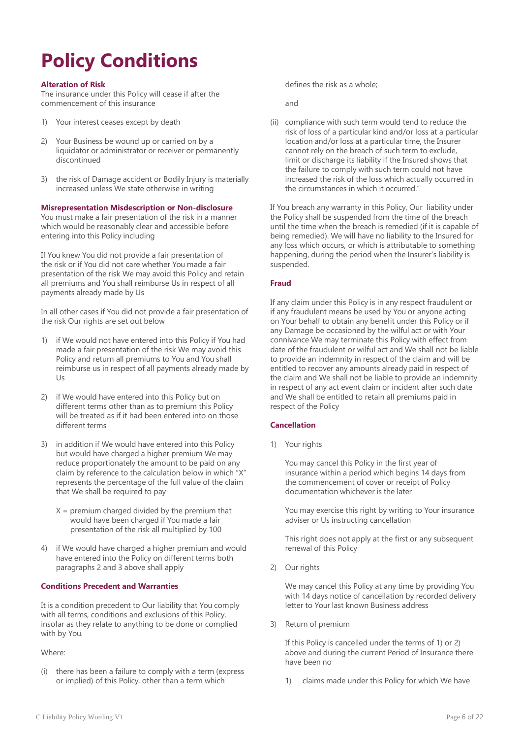# Policy Conditions

### Alteration of Risk

The insurance under this Policy will cease if after the commencement of this insurance

1) Your interest ceases except by death

2) Your Business be wound up or carried on by a liquidator or administrator or receiver or permanently discontinued

3) the risk of Damage accident or Bodily Injury is materially increased unless We state otherwise in writing

### Misrepresentation Misdescription or Non-disclosure

You must make a fair presentation of the risk in a manner which would be reasonably clear and accessible before entering into this Policy including

If You knew You did not provide a fair presentation of the risk or if You did not care whether You made a fair presentation of the risk We may avoid this Policy and retain all premiums and You shall reimburse Us in respect of all payments already made by Us

In all other cases if You did not provide a fair presentation of the risk Our rights are set out below

1) if We would not have entered into this Policy if You had made a fair presentation of the risk We may avoid this Policy and return all premiums to You and You shall reimburse us in respect of all payments already made by Us

2) if We would have entered into this Policy but on different terms other than as to premium this Policy will be treated as if it had been entered into on those different terms

3) in addition if We would have entered into this Policy but would have charged a higher premium We may reduce proportionately the amount to be paid on any claim by reference to the calculation below in which "X" represents the percentage of the full value of the claim that We shall be required to pay

   X = premium charged divided by the premium that would have been charged if You made a fair presentation of the risk all multiplied by 100

4) if We would have charged a higher premium and would have entered into the Policy on different terms both paragraphs 2 and 3 above shall apply

### Conditions Precedent and Warranties

It is a condition precedent to Our liability that You comply with all terms, conditions and exclusions of this Policy, insofar as they relate to anything to be done or complied with by You.

Where:

(i) there has been a failure to comply with a term (express or implied) of this Policy, other than a term which defines the risk as a whole;

   and

(ii) compliance with such term would tend to reduce the risk of loss of a particular kind and/or loss at a particular location and/or loss at a particular time, the Insurer cannot rely on the breach of such term to exclude, limit or discharge its liability if the Insured shows that the failure to comply with such term could not have increased the risk of the loss which actually occurred in the circumstances in which it occurred."

If You breach any warranty in this Policy, Our liability under the Policy shall be suspended from the time of the breach until the time when the breach is remedied (if it is capable of being remedied). We will have no liability to the Insured for any loss which occurs, or which is attributable to something happening, during the period when the Insurer's liability is suspended.

### Fraud

If any claim under this Policy is in any respect fraudulent or if any fraudulent means be used by You or anyone acting on Your behalf to obtain any benefit under this Policy or if any Damage be occasioned by the wilful act or with Your connivance We may terminate this Policy with effect from date of the fraudulent or wilful act and We shall not be liable to provide an indemnity in respect of the claim and will be entitled to recover any amounts already paid in respect of the claim and We shall not be liable to provide an indemnity in respect of any act event claim or incident after such date and We shall be entitled to retain all premiums paid in respect of the Policy

### Cancellation

1) Your rights

   You may cancel this Policy in the first year of insurance within a period which begins 14 days from the commencement of cover or receipt of Policy documentation whichever is the later

   You may exercise this right by writing to Your insurance adviser or Us instructing cancellation

   This right does not apply at the first or any subsequent renewal of this Policy

2) Our rights

   We may cancel this Policy at any time by providing You with 14 days notice of cancellation by recorded delivery letter to Your last known Business address

3) Return of premium

   If this Policy is cancelled under the terms of 1) or 2) above and during the current Period of Insurance there have been no

   1) claims made under this Policy for which We have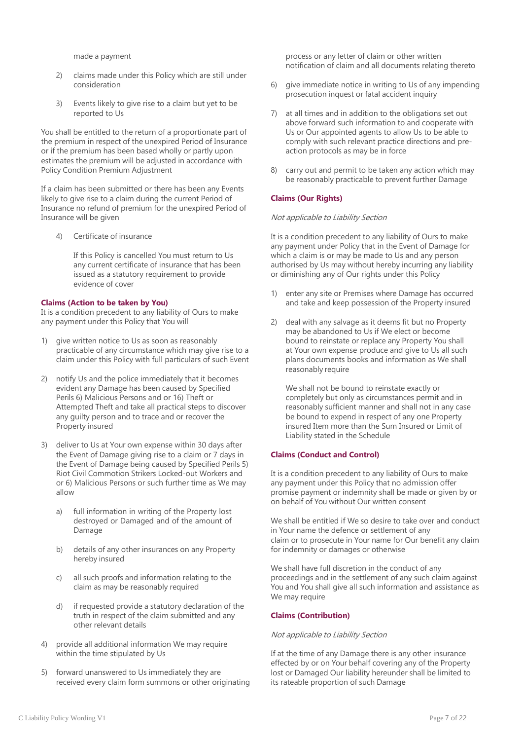made a payment

2) claims made under this Policy which are still under consideration

3) Events likely to give rise to a claim but yet to be reported to Us

You shall be entitled to the return of a proportionate part of the premium in respect of the unexpired Period of Insurance or if the premium has been based wholly or partly upon estimates the premium will be adjusted in accordance with Policy Condition Premium Adjustment

If a claim has been submitted or there has been any Events likely to give rise to a claim during the current Period of Insurance no refund of premium for the unexpired Period of Insurance will be given

4) Certificate of insurance

   If this Policy is cancelled You must return to Us any current certificate of insurance that has been issued as a statutory requirement to provide evidence of cover

**Claims (Action to be taken by You)**

It is a condition precedent to any liability of Ours to make any payment under this Policy that You will

1) give written notice to Us as soon as reasonably practicable of any circumstance which may give rise to a claim under this Policy with full particulars of such Event

2) notify Us and the police immediately that it becomes evident any Damage has been caused by Specified Perils 6) Malicious Persons and or 16) Theft or Attempted Theft and take all practical steps to discover any guilty person and to trace and or recover the Property insured

3) deliver to Us at Your own expense within 30 days after the Event of Damage giving rise to a claim or 7 days in the Event of Damage being caused by Specified Perils 5) Riot Civil Commotion Strikers Locked-out Workers and or 6) Malicious Persons or such further time as We may allow

   a) full information in writing of the Property lost destroyed or Damaged and of the amount of Damage

   b) details of any other insurances on any Property hereby insured

   c) all such proofs and information relating to the claim as may be reasonably required

   d) if requested provide a statutory declaration of the truth in respect of the claim submitted and any other relevant details

4) provide all additional information We may require within the time stipulated by Us

5) forward unanswered to Us immediately they are received every claim form summons or other originating process or any letter of claim or other written notification of claim and all documents relating thereto

6) give immediate notice in writing to Us of any impending prosecution inquest or fatal accident inquiry

7) at all times and in addition to the obligations set out above forward such information to and cooperate with Us or Our appointed agents to allow Us to be able to comply with such relevant practice directions and pre-action protocols as may be in force

8) carry out and permit to be taken any action which may be reasonably practicable to prevent further Damage

**Claims (Our Rights)**

*Not applicable to Liability Section*

It is a condition precedent to any liability of Ours to make any payment under Policy that in the Event of Damage for which a claim is or may be made to Us and any person authorised by Us may without hereby incurring any liability or diminishing any of Our rights under this Policy

1) enter any site or Premises where Damage has occurred and take and keep possession of the Property insured

2) deal with any salvage as it deems fit but no Property may be abandoned to Us if We elect or become bound to reinstate or replace any Property You shall at Your own expense produce and give to Us all such plans documents books and information as We shall reasonably require

   We shall not be bound to reinstate exactly or completely but only as circumstances permit and in reasonably sufficient manner and shall not in any case be bound to expend in respect of any one Property insured Item more than the Sum Insured or Limit of Liability stated in the Schedule

**Claims (Conduct and Control)**

It is a condition precedent to any liability of Ours to make any payment under this Policy that no admission offer promise payment or indemnity shall be made or given by or on behalf of You without Our written consent

We shall be entitled if We so desire to take over and conduct in Your name the defence or settlement of any claim or to prosecute in Your name for Our benefit any claim for indemnity or damages or otherwise

We shall have full discretion in the conduct of any proceedings and in the settlement of any such claim against You and You shall give all such information and assistance as We may require

**Claims (Contribution)**

*Not applicable to Liability Section*

If at the time of any Damage there is any other insurance effected by or on Your behalf covering any of the Property lost or Damaged Our liability hereunder shall be limited to its rateable proportion of such Damage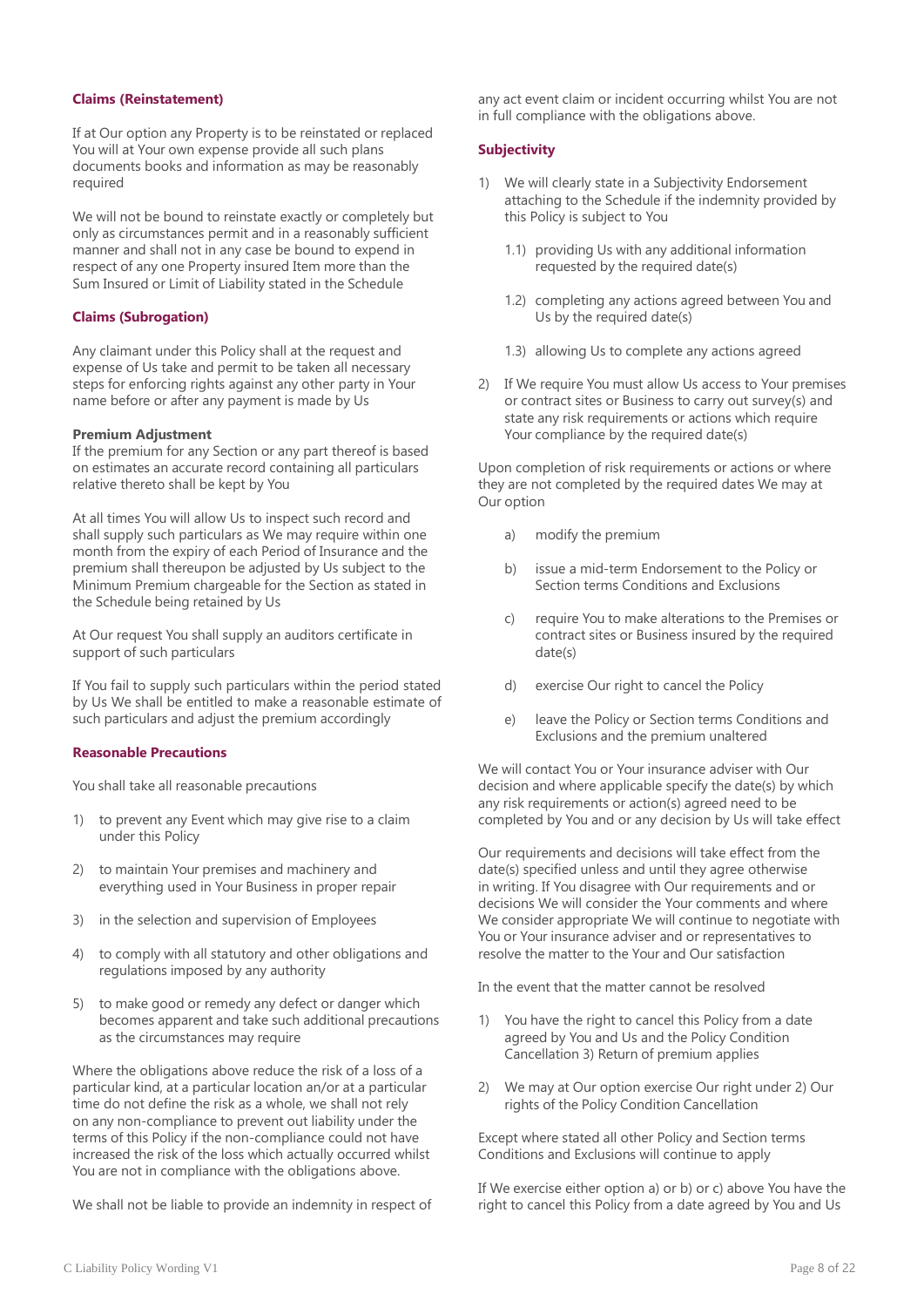### Claims (Reinstatement)

If at Our option any Property is to be reinstated or replaced You will at Your own expense provide all such plans documents books and information as may be reasonably required

We will not be bound to reinstate exactly or completely but only as circumstances permit and in a reasonably sufficient manner and shall not in any case be bound to expend in respect of any one Property insured Item more than the Sum Insured or Limit of Liability stated in the Schedule

### Claims (Subrogation)

Any claimant under this Policy shall at the request and expense of Us take and permit to be taken all necessary steps for enforcing rights against any other party in Your name before or after any payment is made by Us

**Premium Adjustment**

If the premium for any Section or any part thereof is based on estimates an accurate record containing all particulars relative thereto shall be kept by You

At all times You will allow Us to inspect such record and shall supply such particulars as We may require within one month from the expiry of each Period of Insurance and the premium shall thereupon be adjusted by Us subject to the Minimum Premium chargeable for the Section as stated in the Schedule being retained by Us

At Our request You shall supply an auditors certificate in support of such particulars

If You fail to supply such particulars within the period stated by Us We shall be entitled to make a reasonable estimate of such particulars and adjust the premium accordingly

### Reasonable Precautions

You shall take all reasonable precautions

1) to prevent any Event which may give rise to a claim under this Policy
2) to maintain Your premises and machinery and everything used in Your Business in proper repair
3) in the selection and supervision of Employees
4) to comply with all statutory and other obligations and regulations imposed by any authority
5) to make good or remedy any defect or danger which becomes apparent and take such additional precautions as the circumstances may require

Where the obligations above reduce the risk of a loss of a particular kind, at a particular location an/or at a particular time do not define the risk as a whole, we shall not rely on any non-compliance to prevent out liability under the terms of this Policy if the non-compliance could not have increased the risk of the loss which actually occurred whilst You are not in compliance with the obligations above.

We shall not be liable to provide an indemnity in respect of any act event claim or incident occurring whilst You are not in full compliance with the obligations above.

### Subjectivity

1) We will clearly state in a Subjectivity Endorsement attaching to the Schedule if the indemnity provided by this Policy is subject to You
   - 1.1) providing Us with any additional information requested by the required date(s)
   - 1.2) completing any actions agreed between You and Us by the required date(s)
   - 1.3) allowing Us to complete any actions agreed
2) If We require You must allow Us access to Your premises or contract sites or Business to carry out survey(s) and state any risk requirements or actions which require Your compliance by the required date(s)

Upon completion of risk requirements or actions or where they are not completed by the required dates We may at Our option

a) modify the premium
b) issue a mid-term Endorsement to the Policy or Section terms Conditions and Exclusions
c) require You to make alterations to the Premises or contract sites or Business insured by the required date(s)
d) exercise Our right to cancel the Policy
e) leave the Policy or Section terms Conditions and Exclusions and the premium unaltered

We will contact You or Your insurance adviser with Our decision and where applicable specify the date(s) by which any risk requirements or action(s) agreed need to be completed by You and or any decision by Us will take effect

Our requirements and decisions will take effect from the date(s) specified unless and until they agree otherwise in writing. If You disagree with Our requirements and or decisions We will consider the Your comments and where We consider appropriate We will continue to negotiate with You or Your insurance adviser and or representatives to resolve the matter to the Your and Our satisfaction

In the event that the matter cannot be resolved

1) You have the right to cancel this Policy from a date agreed by You and Us and the Policy Condition Cancellation 3) Return of premium applies
2) We may at Our option exercise Our right under 2) Our rights of the Policy Condition Cancellation

Except where stated all other Policy and Section terms Conditions and Exclusions will continue to apply

If We exercise either option a) or b) or c) above You have the right to cancel this Policy from a date agreed by You and Us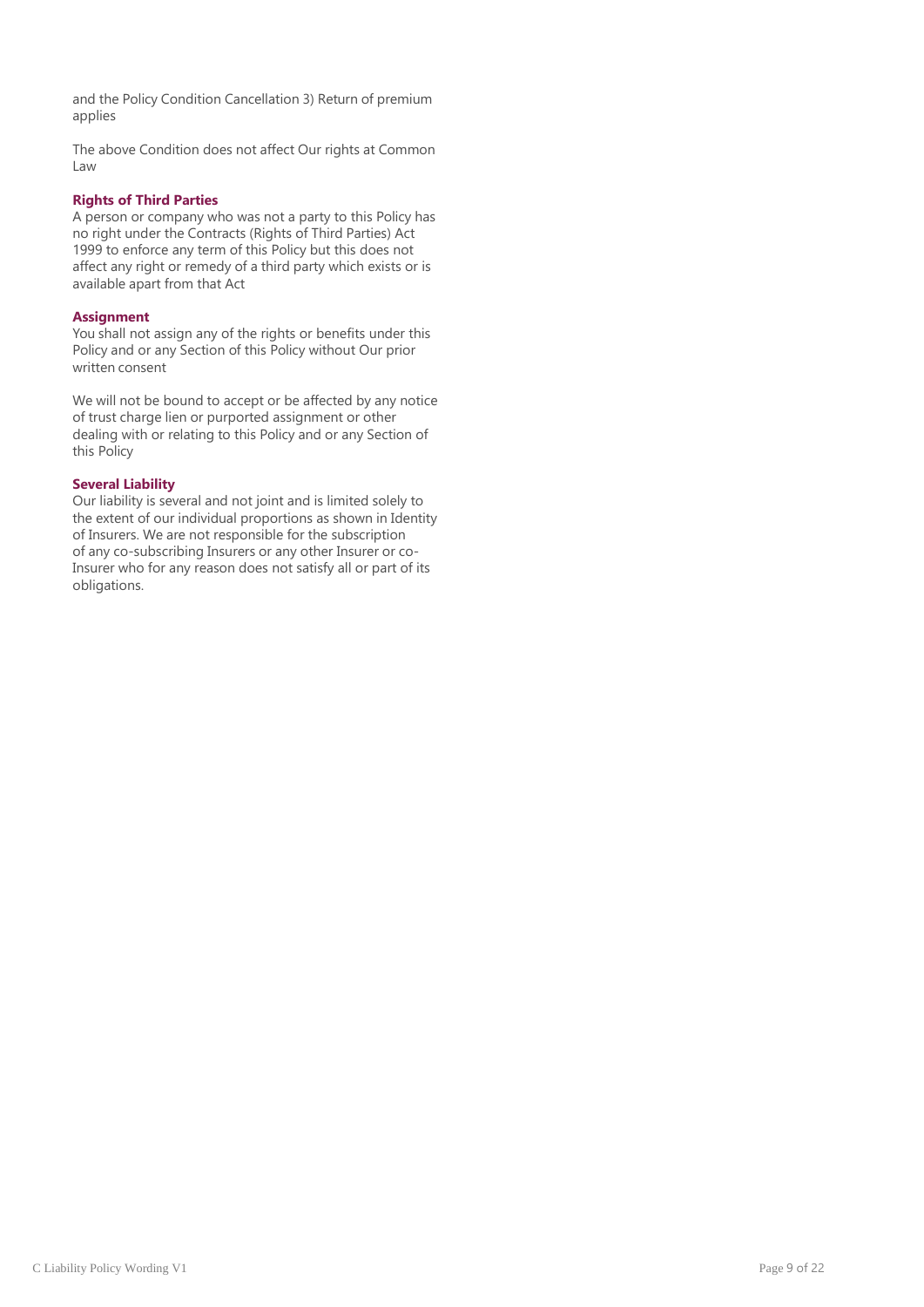and the Policy Condition Cancellation 3) Return of premium applies

The above Condition does not affect Our rights at Common Law

### Rights of Third Parties

A person or company who was not a party to this Policy has no right under the Contracts (Rights of Third Parties) Act 1999 to enforce any term of this Policy but this does not affect any right or remedy of a third party which exists or is available apart from that Act

### Assignment

You shall not assign any of the rights or benefits under this Policy and or any Section of this Policy without Our prior written consent

We will not be bound to accept or be affected by any notice of trust charge lien or purported assignment or other dealing with or relating to this Policy and or any Section of this Policy

### Several Liability

Our liability is several and not joint and is limited solely to the extent of our individual proportions as shown in Identity of Insurers. We are not responsible for the subscription of any co-subscribing Insurers or any other Insurer or co-Insurer who for any reason does not satisfy all or part of its obligations.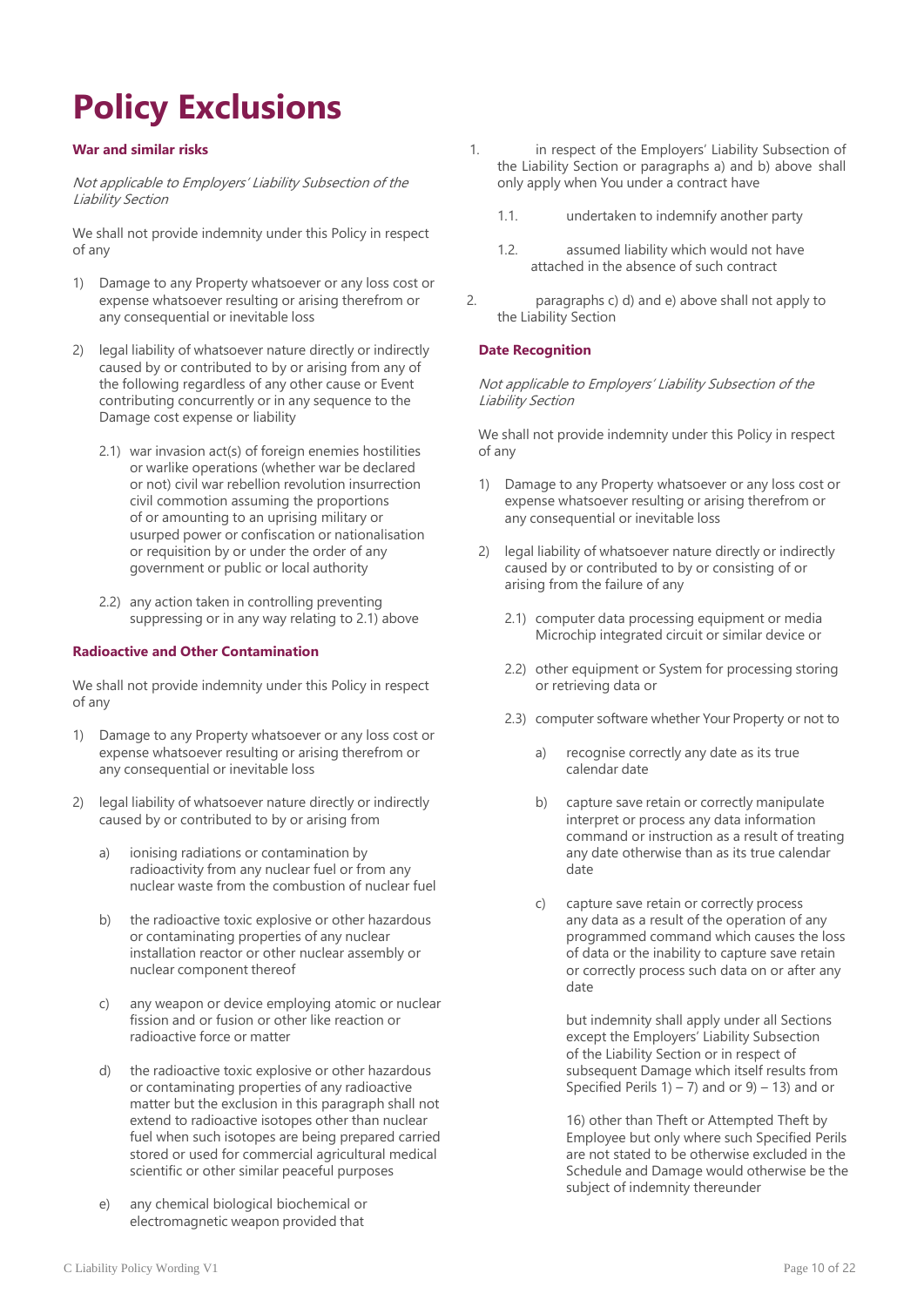# Policy Exclusions

**War and similar risks**

*Not applicable to Employers' Liability Subsection of the Liability Section*

We shall not provide indemnity under this Policy in respect of any

1) Damage to any Property whatsoever or any loss cost or expense whatsoever resulting or arising therefrom or any consequential or inevitable loss

2) legal liability of whatsoever nature directly or indirectly caused by or contributed to by or arising from any of the following regardless of any other cause or Event contributing concurrently or in any sequence to the Damage cost expense or liability

   2.1) war invasion act(s) of foreign enemies hostilities or warlike operations (whether war be declared or not) civil war rebellion revolution insurrection civil commotion assuming the proportions of or amounting to an uprising military or usurped power or confiscation or nationalisation or requisition by or under the order of any government or public or local authority

   2.2) any action taken in controlling preventing suppressing or in any way relating to 2.1) above

**Radioactive and Other Contamination**

We shall not provide indemnity under this Policy in respect of any

1) Damage to any Property whatsoever or any loss cost or expense whatsoever resulting or arising therefrom or any consequential or inevitable loss

2) legal liability of whatsoever nature directly or indirectly caused by or contributed to by or arising from

   a) ionising radiations or contamination by radioactivity from any nuclear fuel or from any nuclear waste from the combustion of nuclear fuel

   b) the radioactive toxic explosive or other hazardous or contaminating properties of any nuclear installation reactor or other nuclear assembly or nuclear component thereof

   c) any weapon or device employing atomic or nuclear fission and or fusion or other like reaction or radioactive force or matter

   d) the radioactive toxic explosive or other hazardous or contaminating properties of any radioactive matter but the exclusion in this paragraph shall not extend to radioactive isotopes other than nuclear fuel when such isotopes are being prepared carried stored or used for commercial agricultural medical scientific or other similar peaceful purposes

   e) any chemical biological biochemical or electromagnetic weapon provided that

1. in respect of the Employers' Liability Subsection of the Liability Section or paragraphs a) and b) above shall only apply when You under a contract have

   1.1. undertaken to indemnify another party

   1.2. assumed liability which would not have attached in the absence of such contract

2. paragraphs c) d) and e) above shall not apply to the Liability Section

**Date Recognition**

*Not applicable to Employers' Liability Subsection of the Liability Section*

We shall not provide indemnity under this Policy in respect of any

1) Damage to any Property whatsoever or any loss cost or expense whatsoever resulting or arising therefrom or any consequential or inevitable loss

2) legal liability of whatsoever nature directly or indirectly caused by or contributed to by or consisting of or arising from the failure of any

   2.1) computer data processing equipment or media Microchip integrated circuit or similar device or

   2.2) other equipment or System for processing storing or retrieving data or

   2.3) computer software whether Your Property or not to

      a) recognise correctly any date as its true calendar date

      b) capture save retain or correctly manipulate interpret or process any data information command or instruction as a result of treating any date otherwise than as its true calendar date

      c) capture save retain or correctly process any data as a result of the operation of any programmed command which causes the loss of data or the inability to capture save retain or correctly process such data on or after any date

      but indemnity shall apply under all Sections except the Employers' Liability Subsection of the Liability Section or in respect of subsequent Damage which itself results from Specified Perils 1) – 7) and or 9) – 13) and or

      16) other than Theft or Attempted Theft by Employee but only where such Specified Perils are not stated to be otherwise excluded in the Schedule and Damage would otherwise be the subject of indemnity thereunder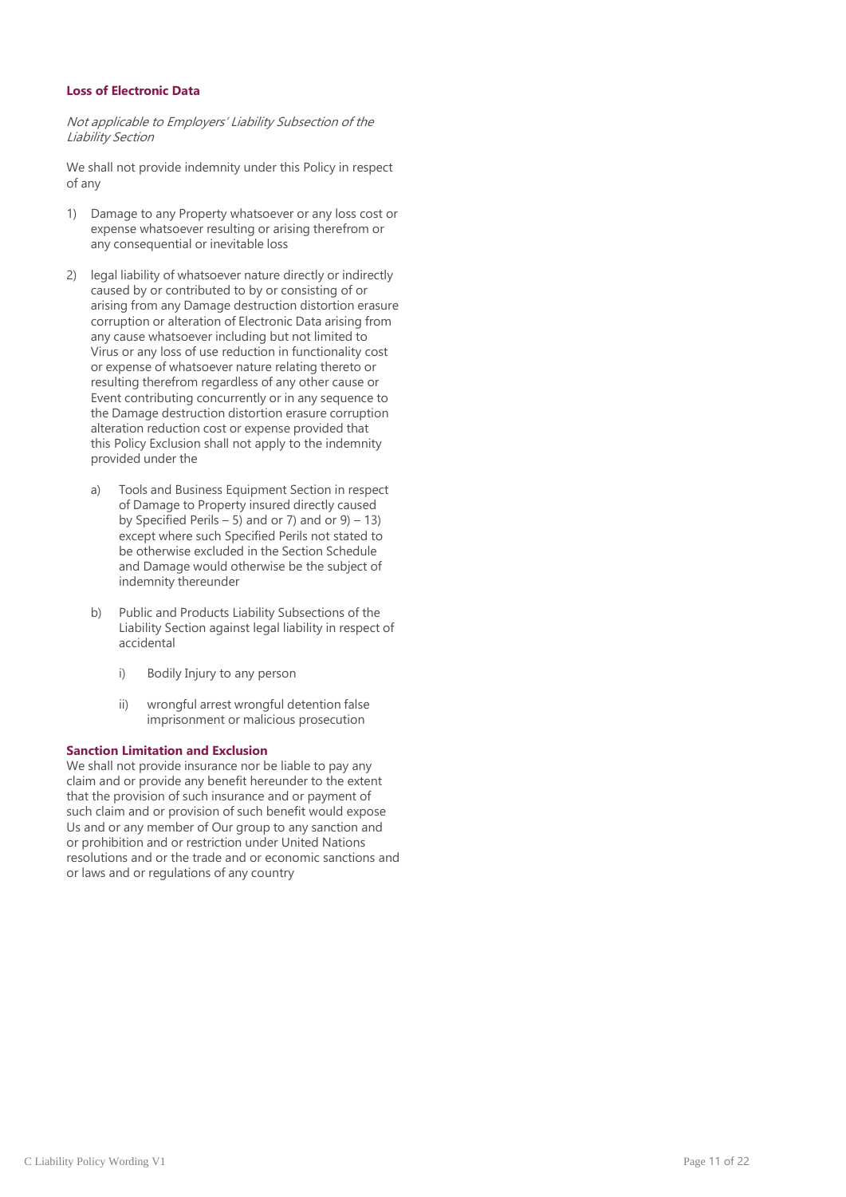### Loss of Electronic Data

*Not applicable to Employers' Liability Subsection of the Liability Section*

We shall not provide indemnity under this Policy in respect of any

1) Damage to any Property whatsoever or any loss cost or expense whatsoever resulting or arising therefrom or any consequential or inevitable loss

2) legal liability of whatsoever nature directly or indirectly caused by or contributed to by or consisting of or arising from any Damage destruction distortion erasure corruption or alteration of Electronic Data arising from any cause whatsoever including but not limited to Virus or any loss of use reduction in functionality cost or expense of whatsoever nature relating thereto or resulting therefrom regardless of any other cause or Event contributing concurrently or in any sequence to the Damage destruction distortion erasure corruption alteration reduction cost or expense provided that this Policy Exclusion shall not apply to the indemnity provided under the

   a) Tools and Business Equipment Section in respect of Damage to Property insured directly caused by Specified Perils – 5) and or 7) and or 9) – 13) except where such Specified Perils not stated to be otherwise excluded in the Section Schedule and Damage would otherwise be the subject of indemnity thereunder

   b) Public and Products Liability Subsections of the Liability Section against legal liability in respect of accidental

      i) Bodily Injury to any person

      ii) wrongful arrest wrongful detention false imprisonment or malicious prosecution

### Sanction Limitation and Exclusion

We shall not provide insurance nor be liable to pay any claim and or provide any benefit hereunder to the extent that the provision of such insurance and or payment of such claim and or provision of such benefit would expose Us and or any member of Our group to any sanction and or prohibition and or restriction under United Nations resolutions and or the trade and or economic sanctions and or laws and or regulations of any country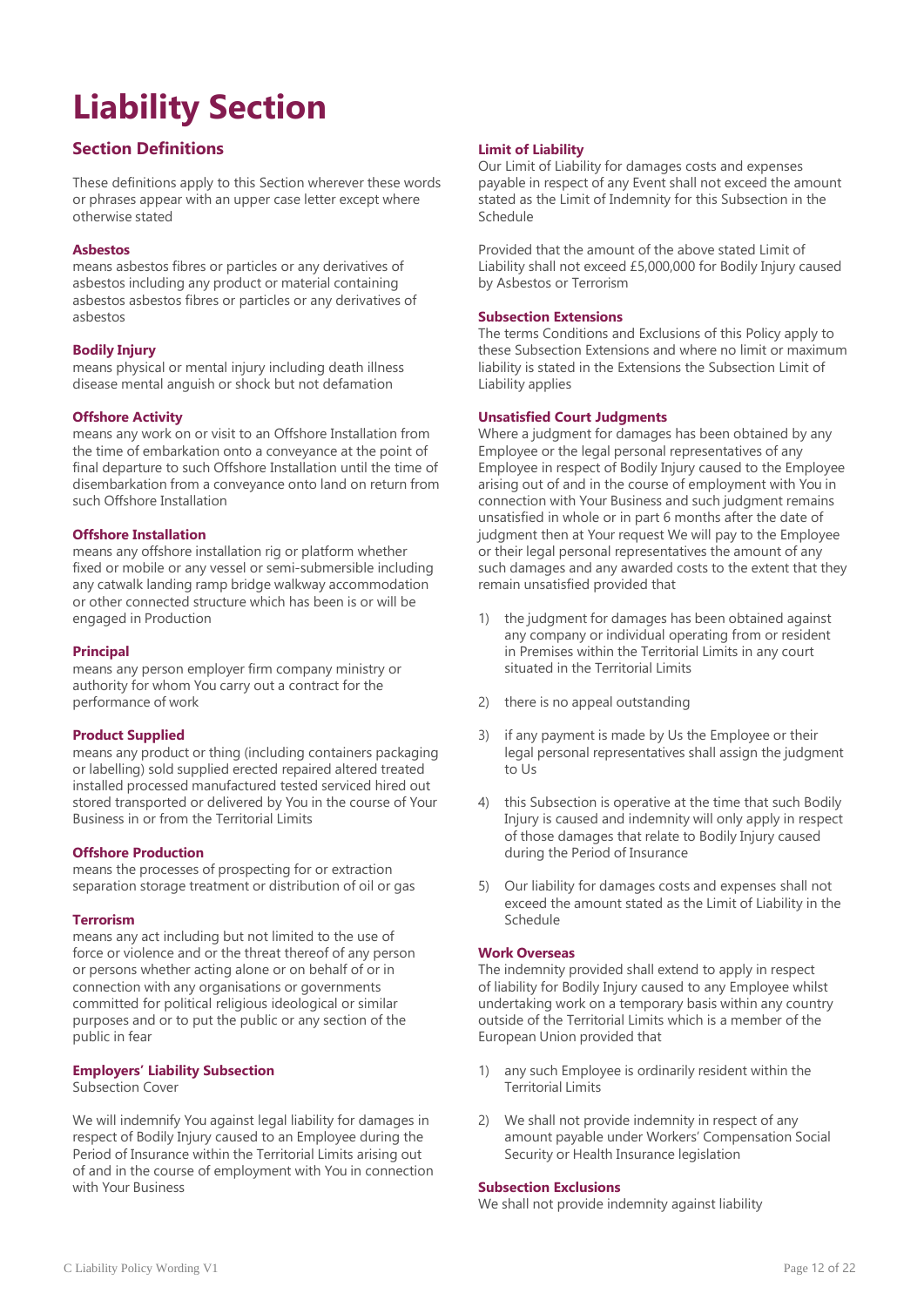# Liability Section

## Section Definitions

These definitions apply to this Section wherever these words or phrases appear with an upper case letter except where otherwise stated

#### Asbestos

means asbestos fibres or particles or any derivatives of asbestos including any product or material containing asbestos asbestos fibres or particles or any derivatives of asbestos

#### Bodily Injury

means physical or mental injury including death illness disease mental anguish or shock but not defamation

#### Offshore Activity

means any work on or visit to an Offshore Installation from the time of embarkation onto a conveyance at the point of final departure to such Offshore Installation until the time of disembarkation from a conveyance onto land on return from such Offshore Installation

#### Offshore Installation

means any offshore installation rig or platform whether fixed or mobile or any vessel or semi-submersible including any catwalk landing ramp bridge walkway accommodation or other connected structure which has been is or will be engaged in Production

#### Principal

means any person employer firm company ministry or authority for whom You carry out a contract for the performance of work

#### Product Supplied

means any product or thing (including containers packaging or labelling) sold supplied erected repaired altered treated installed processed manufactured tested serviced hired out stored transported or delivered by You in the course of Your Business in or from the Territorial Limits

#### Offshore Production

means the processes of prospecting for or extraction separation storage treatment or distribution of oil or gas

#### Terrorism

means any act including but not limited to the use of force or violence and or the threat thereof of any person or persons whether acting alone or on behalf of or in connection with any organisations or governments committed for political religious ideological or similar purposes and or to put the public or any section of the public in fear

#### Employers' Liability Subsection

Subsection Cover

We will indemnify You against legal liability for damages in respect of Bodily Injury caused to an Employee during the Period of Insurance within the Territorial Limits arising out of and in the course of employment with You in connection with Your Business

#### Limit of Liability

Our Limit of Liability for damages costs and expenses payable in respect of any Event shall not exceed the amount stated as the Limit of Indemnity for this Subsection in the Schedule

Provided that the amount of the above stated Limit of Liability shall not exceed £5,000,000 for Bodily Injury caused by Asbestos or Terrorism

#### Subsection Extensions

The terms Conditions and Exclusions of this Policy apply to these Subsection Extensions and where no limit or maximum liability is stated in the Extensions the Subsection Limit of Liability applies

#### Unsatisfied Court Judgments

Where a judgment for damages has been obtained by any Employee or the legal personal representatives of any Employee in respect of Bodily Injury caused to the Employee arising out of and in the course of employment with You in connection with Your Business and such judgment remains unsatisfied in whole or in part 6 months after the date of judgment then at Your request We will pay to the Employee or their legal personal representatives the amount of any such damages and any awarded costs to the extent that they remain unsatisfied provided that

1) the judgment for damages has been obtained against any company or individual operating from or resident in Premises within the Territorial Limits in any court situated in the Territorial Limits
2) there is no appeal outstanding
3) if any payment is made by Us the Employee or their legal personal representatives shall assign the judgment to Us
4) this Subsection is operative at the time that such Bodily Injury is caused and indemnity will only apply in respect of those damages that relate to Bodily Injury caused during the Period of Insurance
5) Our liability for damages costs and expenses shall not exceed the amount stated as the Limit of Liability in the Schedule

#### Work Overseas

The indemnity provided shall extend to apply in respect of liability for Bodily Injury caused to any Employee whilst undertaking work on a temporary basis within any country outside of the Territorial Limits which is a member of the European Union provided that

1) any such Employee is ordinarily resident within the Territorial Limits
2) We shall not provide indemnity in respect of any amount payable under Workers' Compensation Social Security or Health Insurance legislation

#### Subsection Exclusions

We shall not provide indemnity against liability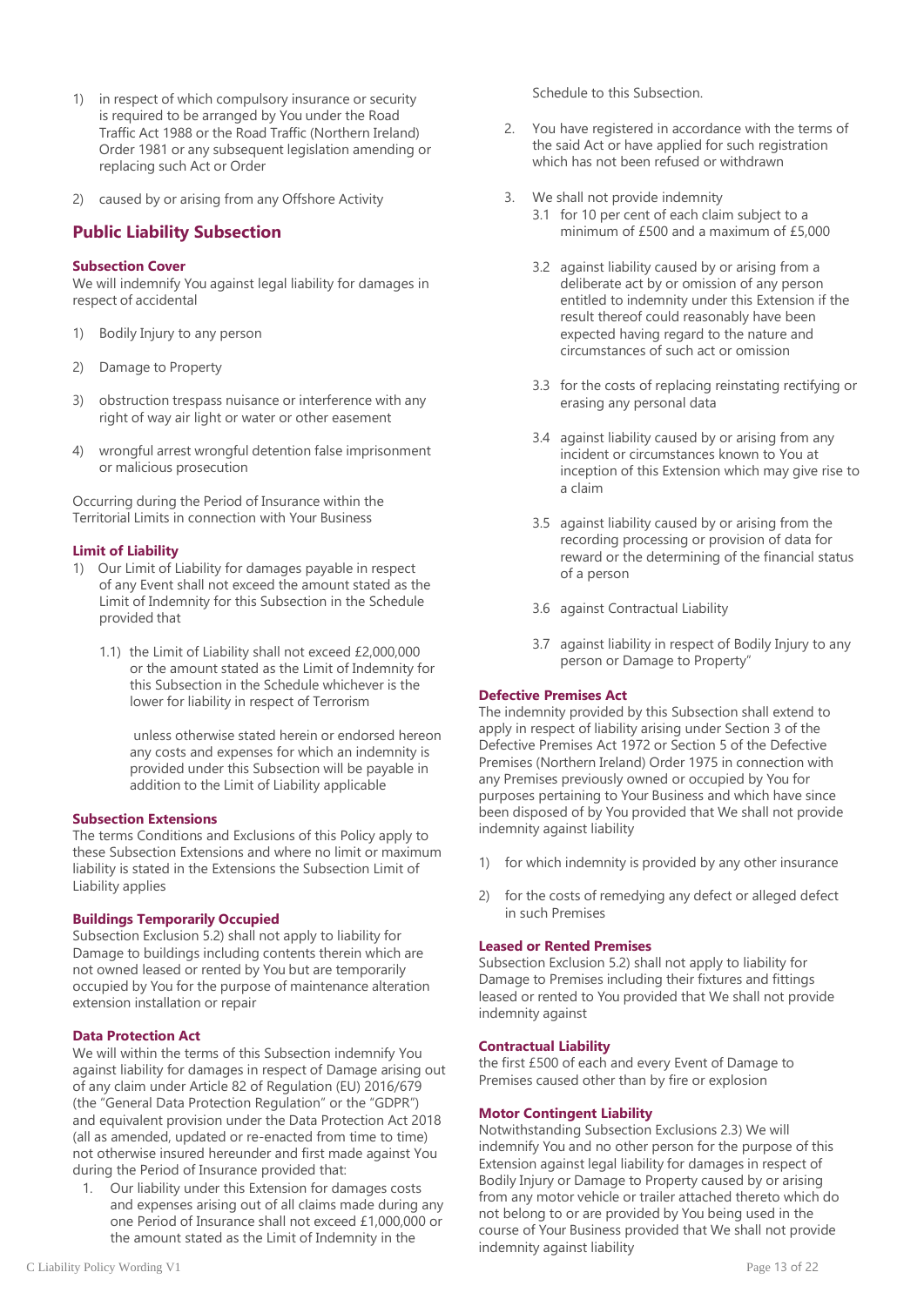1) in respect of which compulsory insurance or security is required to be arranged by You under the Road Traffic Act 1988 or the Road Traffic (Northern Ireland) Order 1981 or any subsequent legislation amending or replacing such Act or Order

2) caused by or arising from any Offshore Activity

## Public Liability Subsection

### Subsection Cover

We will indemnify You against legal liability for damages in respect of accidental

1) Bodily Injury to any person

2) Damage to Property

3) obstruction trespass nuisance or interference with any right of way air light or water or other easement

4) wrongful arrest wrongful detention false imprisonment or malicious prosecution

Occurring during the Period of Insurance within the Territorial Limits in connection with Your Business

### Limit of Liability

1) Our Limit of Liability for damages payable in respect of any Event shall not exceed the amount stated as the Limit of Indemnity for this Subsection in the Schedule provided that

   1.1) the Limit of Liability shall not exceed £2,000,000 or the amount stated as the Limit of Indemnity for this Subsection in the Schedule whichever is the lower for liability in respect of Terrorism

   unless otherwise stated herein or endorsed hereon any costs and expenses for which an indemnity is provided under this Subsection will be payable in addition to the Limit of Liability applicable

### Subsection Extensions

The terms Conditions and Exclusions of this Policy apply to these Subsection Extensions and where no limit or maximum liability is stated in the Extensions the Subsection Limit of Liability applies

### Buildings Temporarily Occupied

Subsection Exclusion 5.2) shall not apply to liability for Damage to buildings including contents therein which are not owned leased or rented by You but are temporarily occupied by You for the purpose of maintenance alteration extension installation or repair

### Data Protection Act

We will within the terms of this Subsection indemnify You against liability for damages in respect of Damage arising out of any claim under Article 82 of Regulation (EU) 2016/679 (the "General Data Protection Regulation" or the "GDPR") and equivalent provision under the Data Protection Act 2018 (all as amended, updated or re-enacted from time to time) not otherwise insured hereunder and first made against You during the Period of Insurance provided that:

1. Our liability under this Extension for damages costs and expenses arising out of all claims made during any one Period of Insurance shall not exceed £1,000,000 or the amount stated as the Limit of Indemnity in the Schedule to this Subsection.

2. You have registered in accordance with the terms of the said Act or have applied for such registration which has not been refused or withdrawn

3. We shall not provide indemnity
   - 3.1 for 10 per cent of each claim subject to a minimum of £500 and a maximum of £5,000
   - 3.2 against liability caused by or arising from a deliberate act by or omission of any person entitled to indemnity under this Extension if the result thereof could reasonably have been expected having regard to the nature and circumstances of such act or omission
   - 3.3 for the costs of replacing reinstating rectifying or erasing any personal data
   - 3.4 against liability caused by or arising from any incident or circumstances known to You at inception of this Extension which may give rise to a claim
   - 3.5 against liability caused by or arising from the recording processing or provision of data for reward or the determining of the financial status of a person
   - 3.6 against Contractual Liability
   - 3.7 against liability in respect of Bodily Injury to any person or Damage to Property"

### Defective Premises Act

The indemnity provided by this Subsection shall extend to apply in respect of liability arising under Section 3 of the Defective Premises Act 1972 or Section 5 of the Defective Premises (Northern Ireland) Order 1975 in connection with any Premises previously owned or occupied by You for purposes pertaining to Your Business and which have since been disposed of by You provided that We shall not provide indemnity against liability

1) for which indemnity is provided by any other insurance

2) for the costs of remedying any defect or alleged defect in such Premises

### Leased or Rented Premises

Subsection Exclusion 5.2) shall not apply to liability for Damage to Premises including their fixtures and fittings leased or rented to You provided that We shall not provide indemnity against

### Contractual Liability

the first £500 of each and every Event of Damage to Premises caused other than by fire or explosion

### Motor Contingent Liability

Notwithstanding Subsection Exclusions 2.3) We will indemnify You and no other person for the purpose of this Extension against legal liability for damages in respect of Bodily Injury or Damage to Property caused by or arising from any motor vehicle or trailer attached thereto which do not belong to or are provided by You being used in the course of Your Business provided that We shall not provide indemnity against liability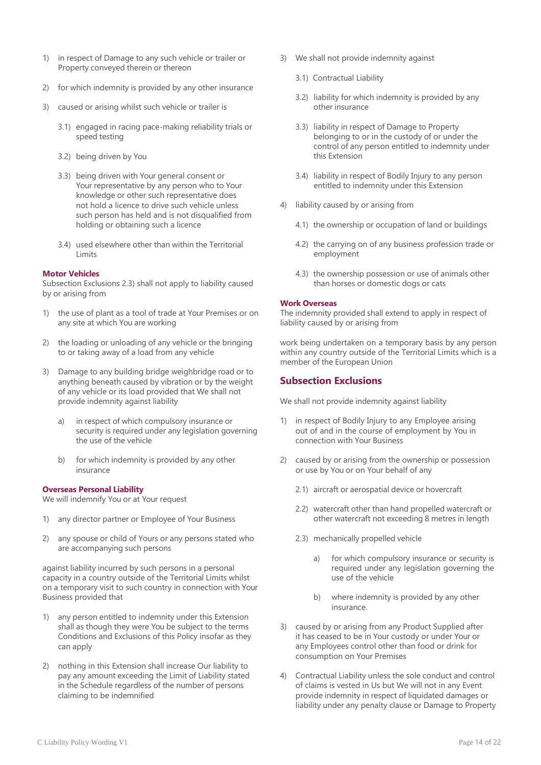1) in respect of Damage to any such vehicle or trailer or Property conveyed therein or thereon

2) for which indemnity is provided by any other insurance

3) caused or arising whilst such vehicle or trailer is

   3.1) engaged in racing pace-making reliability trials or speed testing

   3.2) being driven by You

   3.3) being driven with Your general consent or Your representative by any person who to Your knowledge or other such representative does not hold a licence to drive such vehicle unless such person has held and is not disqualified from holding or obtaining such a licence

   3.4) used elsewhere other than within the Territorial Limits

**Motor Vehicles**
Subsection Exclusions 2.3) shall not apply to liability caused by or arising from

1) the use of plant as a tool of trade at Your Premises or on any site at which You are working

2) the loading or unloading of any vehicle or the bringing to or taking away of a load from any vehicle

3) Damage to any building bridge weighbridge road or to anything beneath caused by vibration or by the weight of any vehicle or its load provided that We shall not provide indemnity against liability

   a) in respect of which compulsory insurance or security is required under any legislation governing the use of the vehicle

   b) for which indemnity is provided by any other insurance

**Overseas Personal Liability**
We will indemnify You or at Your request

1) any director partner or Employee of Your Business

2) any spouse or child of Yours or any persons stated who are accompanying such persons

against liability incurred by such persons in a personal capacity in a country outside of the Territorial Limits whilst on a temporary visit to such country in connection with Your Business provided that

1) any person entitled to indemnity under this Extension shall as though they were You be subject to the terms Conditions and Exclusions of this Policy insofar as they can apply

2) nothing in this Extension shall increase Our liability to pay any amount exceeding the Limit of Liability stated in the Schedule regardless of the number of persons claiming to be indemnified

3) We shall not provide indemnity against

   3.1) Contractual Liability

   3.2) liability for which indemnity is provided by any other insurance

   3.3) liability in respect of Damage to Property belonging to or in the custody of or under the control of any person entitled to indemnity under this Extension

   3.4) liability in respect of Bodily Injury to any person entitled to indemnity under this Extension

4) liability caused by or arising from

   4.1) the ownership or occupation of land or buildings

   4.2) the carrying on of any business profession trade or employment

   4.3) the ownership possession or use of animals other than horses or domestic dogs or cats

**Work Overseas**
The indemnity provided shall extend to apply in respect of liability caused by or arising from

work being undertaken on a temporary basis by any person within any country outside of the Territorial Limits which is a member of the European Union

## Subsection Exclusions

We shall not provide indemnity against liability

1) in respect of Bodily Injury to any Employee arising out of and in the course of employment by You in connection with Your Business

2) caused by or arising from the ownership or possession or use by You or on Your behalf of any

   2.1) aircraft or aerospatial device or hovercraft

   2.2) watercraft other than hand propelled watercraft or other watercraft not exceeding 8 metres in length

   2.3) mechanically propelled vehicle

      a) for which compulsory insurance or security is required under any legislation governing the use of the vehicle

      b) where indemnity is provided by any other insurance.

3) caused by or arising from any Product Supplied after it has ceased to be in Your custody or under Your or any Employees control other than food or drink for consumption on Your Premises

4) Contractual Liability unless the sole conduct and control of claims is vested in Us but We will not in any Event provide indemnity in respect of liquidated damages or liability under any penalty clause or Damage to Property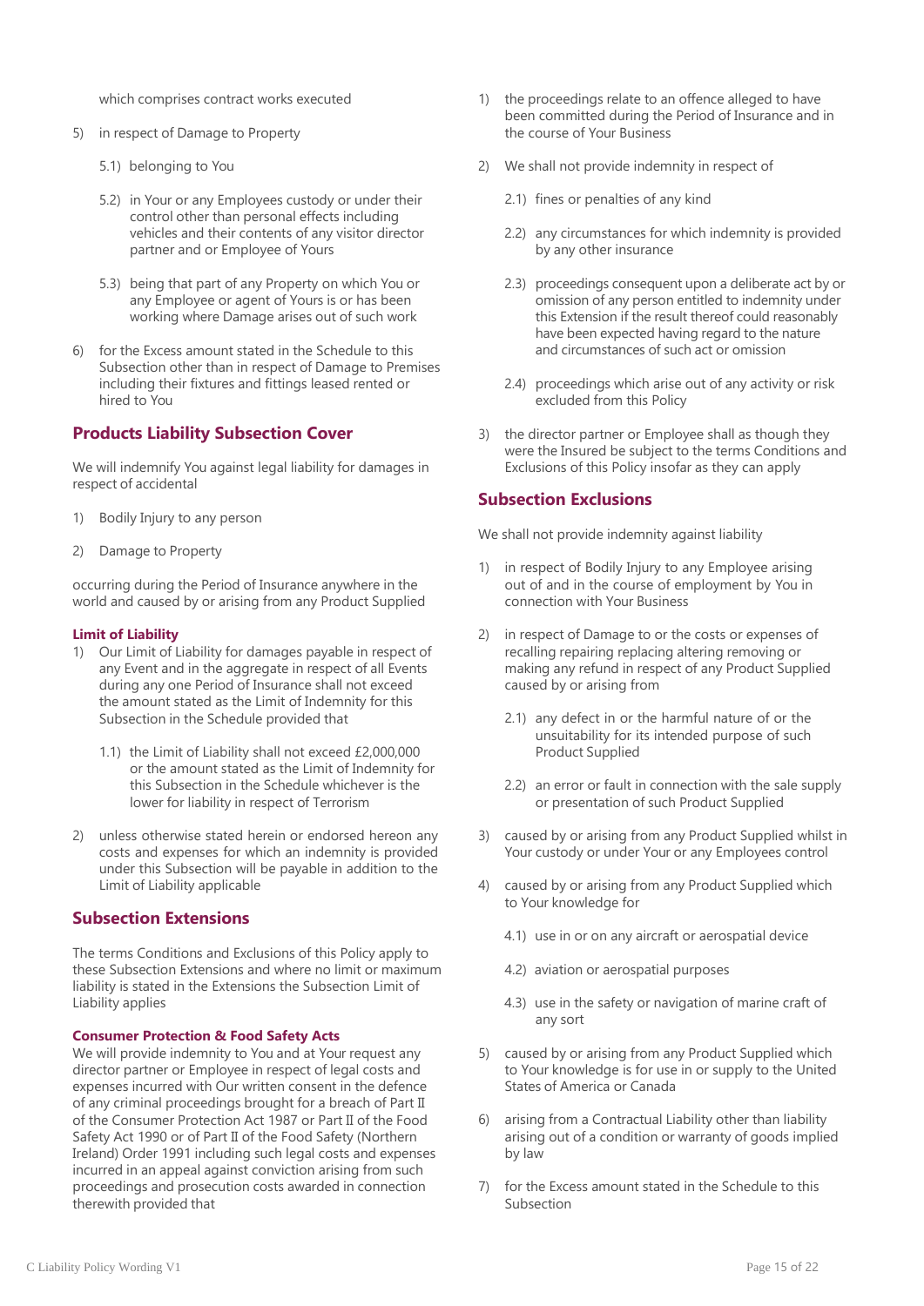which comprises contract works executed

5) in respect of Damage to Property

   5.1) belonging to You

   5.2) in Your or any Employees custody or under their control other than personal effects including vehicles and their contents of any visitor director partner and or Employee of Yours

   5.3) being that part of any Property on which You or any Employee or agent of Yours is or has been working where Damage arises out of such work

6) for the Excess amount stated in the Schedule to this Subsection other than in respect of Damage to Premises including their fixtures and fittings leased rented or hired to You

## Products Liability Subsection Cover

We will indemnify You against legal liability for damages in respect of accidental

1) Bodily Injury to any person

2) Damage to Property

occurring during the Period of Insurance anywhere in the world and caused by or arising from any Product Supplied

#### Limit of Liability

1) Our Limit of Liability for damages payable in respect of any Event and in the aggregate in respect of all Events during any one Period of Insurance shall not exceed the amount stated as the Limit of Indemnity for this Subsection in the Schedule provided that

   1.1) the Limit of Liability shall not exceed £2,000,000 or the amount stated as the Limit of Indemnity for this Subsection in the Schedule whichever is the lower for liability in respect of Terrorism

2) unless otherwise stated herein or endorsed hereon any costs and expenses for which an indemnity is provided under this Subsection will be payable in addition to the Limit of Liability applicable

## Subsection Extensions

The terms Conditions and Exclusions of this Policy apply to these Subsection Extensions and where no limit or maximum liability is stated in the Extensions the Subsection Limit of Liability applies

#### Consumer Protection & Food Safety Acts

We will provide indemnity to You and at Your request any director partner or Employee in respect of legal costs and expenses incurred with Our written consent in the defence of any criminal proceedings brought for a breach of Part II of the Consumer Protection Act 1987 or Part II of the Food Safety Act 1990 or of Part II of the Food Safety (Northern Ireland) Order 1991 including such legal costs and expenses incurred in an appeal against conviction arising from such proceedings and prosecution costs awarded in connection therewith provided that

1) the proceedings relate to an offence alleged to have been committed during the Period of Insurance and in the course of Your Business

2) We shall not provide indemnity in respect of

   2.1) fines or penalties of any kind

   2.2) any circumstances for which indemnity is provided by any other insurance

   2.3) proceedings consequent upon a deliberate act by or omission of any person entitled to indemnity under this Extension if the result thereof could reasonably have been expected having regard to the nature and circumstances of such act or omission

   2.4) proceedings which arise out of any activity or risk excluded from this Policy

3) the director partner or Employee shall as though they were the Insured be subject to the terms Conditions and Exclusions of this Policy insofar as they can apply

## Subsection Exclusions

We shall not provide indemnity against liability

1) in respect of Bodily Injury to any Employee arising out of and in the course of employment by You in connection with Your Business

2) in respect of Damage to or the costs or expenses of recalling repairing replacing altering removing or making any refund in respect of any Product Supplied caused by or arising from

   2.1) any defect in or the harmful nature of or the unsuitability for its intended purpose of such Product Supplied

   2.2) an error or fault in connection with the sale supply or presentation of such Product Supplied

3) caused by or arising from any Product Supplied whilst in Your custody or under Your or any Employees control

4) caused by or arising from any Product Supplied which to Your knowledge for

   4.1) use in or on any aircraft or aerospatial device

   4.2) aviation or aerospatial purposes

   4.3) use in the safety or navigation of marine craft of any sort

5) caused by or arising from any Product Supplied which to Your knowledge is for use in or supply to the United States of America or Canada

6) arising from a Contractual Liability other than liability arising out of a condition or warranty of goods implied by law

7) for the Excess amount stated in the Schedule to this Subsection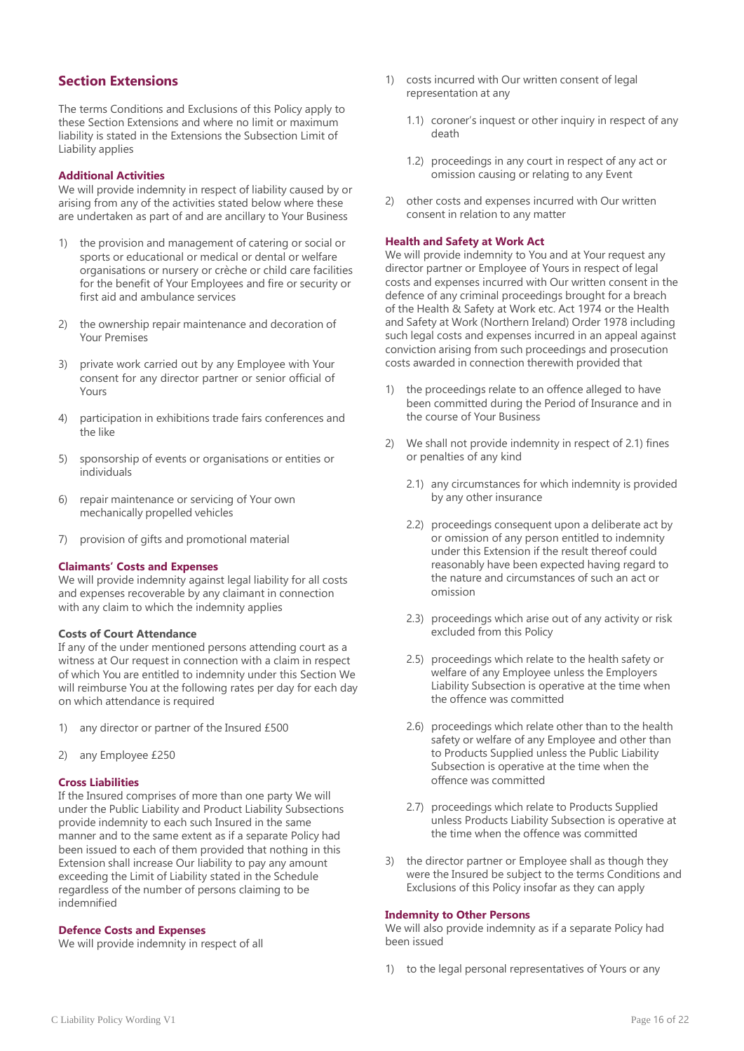## Section Extensions

The terms Conditions and Exclusions of this Policy apply to these Section Extensions and where no limit or maximum liability is stated in the Extensions the Subsection Limit of Liability applies

### Additional Activities

We will provide indemnity in respect of liability caused by or arising from any of the activities stated below where these are undertaken as part of and are ancillary to Your Business

1) the provision and management of catering or social or sports or educational or medical or dental or welfare organisations or nursery or crèche or child care facilities for the benefit of Your Employees and fire or security or first aid and ambulance services

2) the ownership repair maintenance and decoration of Your Premises

3) private work carried out by any Employee with Your consent for any director partner or senior official of Yours

4) participation in exhibitions trade fairs conferences and the like

5) sponsorship of events or organisations or entities or individuals

6) repair maintenance or servicing of Your own mechanically propelled vehicles

7) provision of gifts and promotional material

### Claimants' Costs and Expenses

We will provide indemnity against legal liability for all costs and expenses recoverable by any claimant in connection with any claim to which the indemnity applies

### Costs of Court Attendance

If any of the under mentioned persons attending court as a witness at Our request in connection with a claim in respect of which You are entitled to indemnity under this Section We will reimburse You at the following rates per day for each day on which attendance is required

1) any director or partner of the Insured £500

2) any Employee £250

### Cross Liabilities

If the Insured comprises of more than one party We will under the Public Liability and Product Liability Subsections provide indemnity to each such Insured in the same manner and to the same extent as if a separate Policy had been issued to each of them provided that nothing in this Extension shall increase Our liability to pay any amount exceeding the Limit of Liability stated in the Schedule regardless of the number of persons claiming to be indemnified

### Defence Costs and Expenses

We will provide indemnity in respect of all

1) costs incurred with Our written consent of legal representation at any

   1.1) coroner's inquest or other inquiry in respect of any death

   1.2) proceedings in any court in respect of any act or omission causing or relating to any Event

2) other costs and expenses incurred with Our written consent in relation to any matter

### Health and Safety at Work Act

We will provide indemnity to You and at Your request any director partner or Employee of Yours in respect of legal costs and expenses incurred with Our written consent in the defence of any criminal proceedings brought for a breach of the Health & Safety at Work etc. Act 1974 or the Health and Safety at Work (Northern Ireland) Order 1978 including such legal costs and expenses incurred in an appeal against conviction arising from such proceedings and prosecution costs awarded in connection therewith provided that

1) the proceedings relate to an offence alleged to have been committed during the Period of Insurance and in the course of Your Business

2) We shall not provide indemnity in respect of 2.1) fines or penalties of any kind

   2.1) any circumstances for which indemnity is provided by any other insurance

   2.2) proceedings consequent upon a deliberate act by or omission of any person entitled to indemnity under this Extension if the result thereof could reasonably have been expected having regard to the nature and circumstances of such an act or omission

   2.3) proceedings which arise out of any activity or risk excluded from this Policy

   2.5) proceedings which relate to the health safety or welfare of any Employee unless the Employers Liability Subsection is operative at the time when the offence was committed

   2.6) proceedings which relate other than to the health safety or welfare of any Employee and other than to Products Supplied unless the Public Liability Subsection is operative at the time when the offence was committed

   2.7) proceedings which relate to Products Supplied unless Products Liability Subsection is operative at the time when the offence was committed

3) the director partner or Employee shall as though they were the Insured be subject to the terms Conditions and Exclusions of this Policy insofar as they can apply

### Indemnity to Other Persons

We will also provide indemnity as if a separate Policy had been issued

1) to the legal personal representatives of Yours or any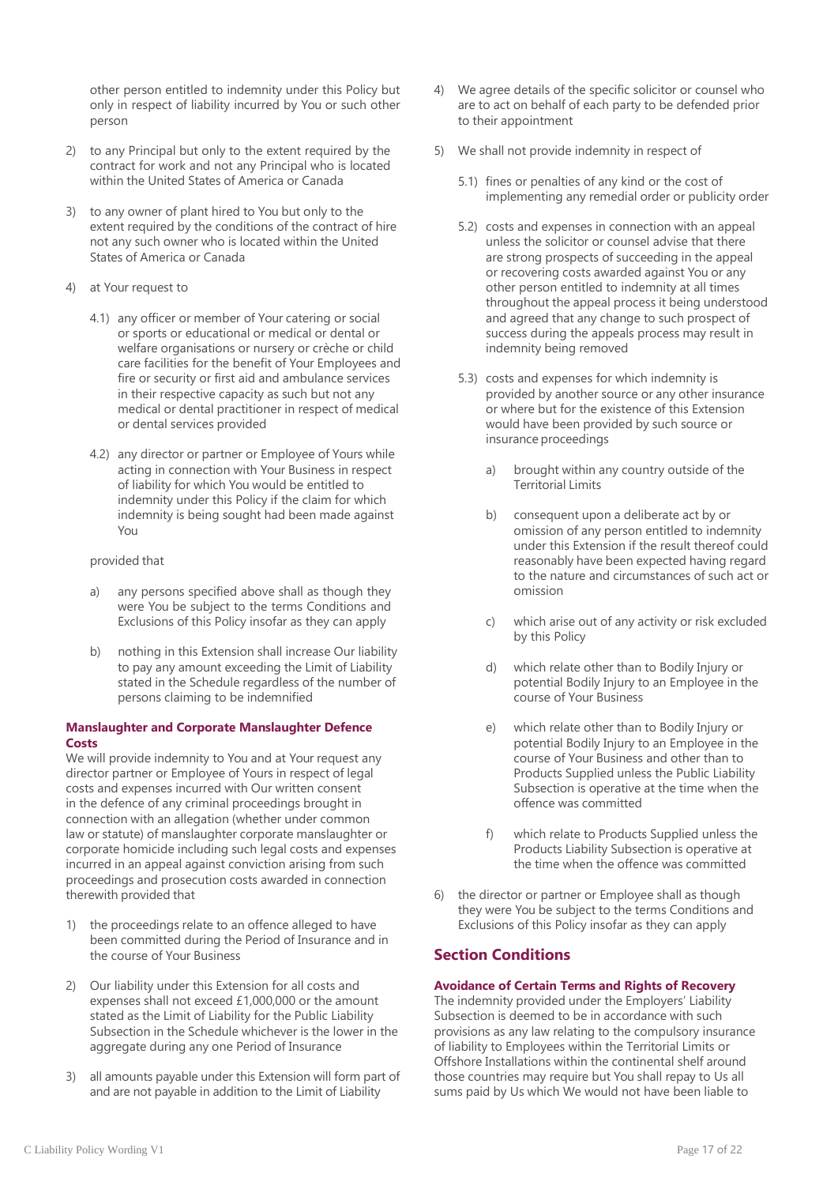other person entitled to indemnity under this Policy but only in respect of liability incurred by You or such other person

2) to any Principal but only to the extent required by the contract for work and not any Principal who is located within the United States of America or Canada

3) to any owner of plant hired to You but only to the extent required by the conditions of the contract of hire not any such owner who is located within the United States of America or Canada

4) at Your request to

   4.1) any officer or member of Your catering or social or sports or educational or medical or dental or welfare organisations or nursery or crèche or child care facilities for the benefit of Your Employees and fire or security or first aid and ambulance services in their respective capacity as such but not any medical or dental practitioner in respect of medical or dental services provided

   4.2) any director or partner or Employee of Yours while acting in connection with Your Business in respect of liability for which You would be entitled to indemnity under this Policy if the claim for which indemnity is being sought had been made against You

   provided that

   a) any persons specified above shall as though they were You be subject to the terms Conditions and Exclusions of this Policy insofar as they can apply

   b) nothing in this Extension shall increase Our liability to pay any amount exceeding the Limit of Liability stated in the Schedule regardless of the number of persons claiming to be indemnified

**Manslaughter and Corporate Manslaughter Defence Costs**

We will provide indemnity to You and at Your request any director partner or Employee of Yours in respect of legal costs and expenses incurred with Our written consent in the defence of any criminal proceedings brought in connection with an allegation (whether under common law or statute) of manslaughter corporate manslaughter or corporate homicide including such legal costs and expenses incurred in an appeal against conviction arising from such proceedings and prosecution costs awarded in connection therewith provided that

1) the proceedings relate to an offence alleged to have been committed during the Period of Insurance and in the course of Your Business

2) Our liability under this Extension for all costs and expenses shall not exceed £1,000,000 or the amount stated as the Limit of Liability for the Public Liability Subsection in the Schedule whichever is the lower in the aggregate during any one Period of Insurance

3) all amounts payable under this Extension will form part of and are not payable in addition to the Limit of Liability

4) We agree details of the specific solicitor or counsel who are to act on behalf of each party to be defended prior to their appointment

5) We shall not provide indemnity in respect of

   5.1) fines or penalties of any kind or the cost of implementing any remedial order or publicity order

   5.2) costs and expenses in connection with an appeal unless the solicitor or counsel advise that there are strong prospects of succeeding in the appeal or recovering costs awarded against You or any other person entitled to indemnity at all times throughout the appeal process it being understood and agreed that any change to such prospect of success during the appeals process may result in indemnity being removed

   5.3) costs and expenses for which indemnity is provided by another source or any other insurance or where but for the existence of this Extension would have been provided by such source or insurance proceedings

   a) brought within any country outside of the Territorial Limits

   b) consequent upon a deliberate act by or omission of any person entitled to indemnity under this Extension if the result thereof could reasonably have been expected having regard to the nature and circumstances of such act or omission

   c) which arise out of any activity or risk excluded by this Policy

   d) which relate other than to Bodily Injury or potential Bodily Injury to an Employee in the course of Your Business

   e) which relate other than to Bodily Injury or potential Bodily Injury to an Employee in the course of Your Business and other than to Products Supplied unless the Public Liability Subsection is operative at the time when the offence was committed

   f) which relate to Products Supplied unless the Products Liability Subsection is operative at the time when the offence was committed

6) the director or partner or Employee shall as though they were You be subject to the terms Conditions and Exclusions of this Policy insofar as they can apply

## Section Conditions

**Avoidance of Certain Terms and Rights of Recovery**

The indemnity provided under the Employers' Liability Subsection is deemed to be in accordance with such provisions as any law relating to the compulsory insurance of liability to Employees within the Territorial Limits or Offshore Installations within the continental shelf around those countries may require but You shall repay to Us all sums paid by Us which We would not have been liable to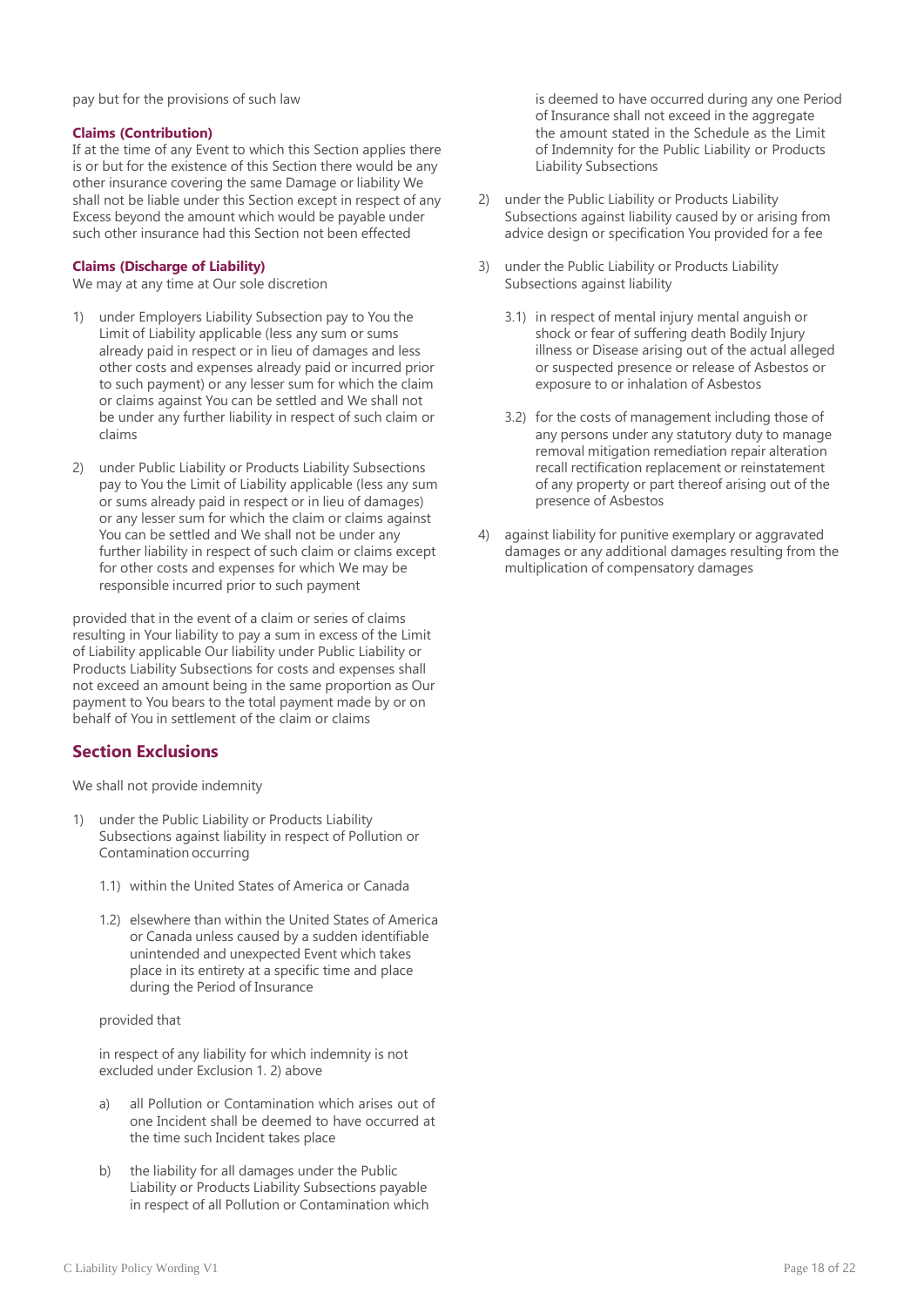pay but for the provisions of such law

**Claims (Contribution)**
If at the time of any Event to which this Section applies there is or but for the existence of this Section there would be any other insurance covering the same Damage or liability We shall not be liable under this Section except in respect of any Excess beyond the amount which would be payable under such other insurance had this Section not been effected

**Claims (Discharge of Liability)**
We may at any time at Our sole discretion

1) under Employers Liability Subsection pay to You the Limit of Liability applicable (less any sum or sums already paid in respect or in lieu of damages and less other costs and expenses already paid or incurred prior to such payment) or any lesser sum for which the claim or claims against You can be settled and We shall not be under any further liability in respect of such claim or claims

2) under Public Liability or Products Liability Subsections pay to You the Limit of Liability applicable (less any sum or sums already paid in respect or in lieu of damages) or any lesser sum for which the claim or claims against You can be settled and We shall not be under any further liability in respect of such claim or claims except for other costs and expenses for which We may be responsible incurred prior to such payment

provided that in the event of a claim or series of claims resulting in Your liability to pay a sum in excess of the Limit of Liability applicable Our liability under Public Liability or Products Liability Subsections for costs and expenses shall not exceed an amount being in the same proportion as Our payment to You bears to the total payment made by or on behalf of You in settlement of the claim or claims

## Section Exclusions

We shall not provide indemnity

1) under the Public Liability or Products Liability Subsections against liability in respect of Pollution or Contamination occurring

   1.1) within the United States of America or Canada

   1.2) elsewhere than within the United States of America or Canada unless caused by a sudden identifiable unintended and unexpected Event which takes place in its entirety at a specific time and place during the Period of Insurance

   provided that

   in respect of any liability for which indemnity is not excluded under Exclusion 1. 2) above

   a) all Pollution or Contamination which arises out of one Incident shall be deemed to have occurred at the time such Incident takes place

   b) the liability for all damages under the Public Liability or Products Liability Subsections payable in respect of all Pollution or Contamination which is deemed to have occurred during any one Period of Insurance shall not exceed in the aggregate the amount stated in the Schedule as the Limit of Indemnity for the Public Liability or Products Liability Subsections

2) under the Public Liability or Products Liability Subsections against liability caused by or arising from advice design or specification You provided for a fee

3) under the Public Liability or Products Liability Subsections against liability

   3.1) in respect of mental injury mental anguish or shock or fear of suffering death Bodily Injury illness or Disease arising out of the actual alleged or suspected presence or release of Asbestos or exposure to or inhalation of Asbestos

   3.2) for the costs of management including those of any persons under any statutory duty to manage removal mitigation remediation repair alteration recall rectification replacement or reinstatement of any property or part thereof arising out of the presence of Asbestos

4) against liability for punitive exemplary or aggravated damages or any additional damages resulting from the multiplication of compensatory damages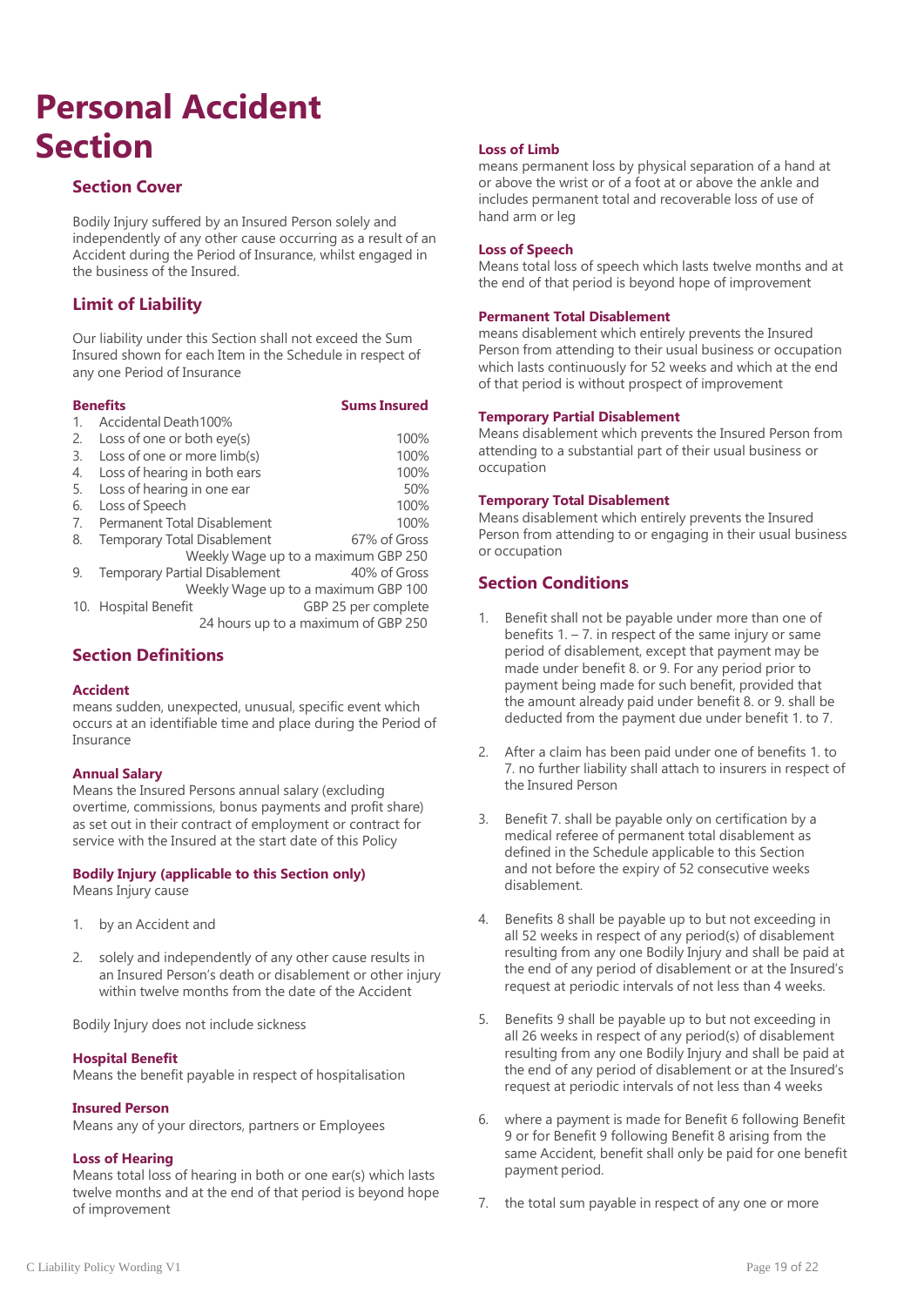# Personal Accident Section

## Section Cover

Bodily Injury suffered by an Insured Person solely and independently of any other cause occurring as a result of an Accident during the Period of Insurance, whilst engaged in the business of the Insured.

## Limit of Liability

Our liability under this Section shall not exceed the Sum Insured shown for each Item in the Schedule in respect of any one Period of Insurance

| Benefits | Sums Insured |
|---|---|
| 1. Accidental Death | 100% |
| 2. Loss of one or both eye(s) | 100% |
| 3. Loss of one or more limb(s) | 100% |
| 4. Loss of hearing in both ears | 100% |
| 5. Loss of hearing in one ear | 50% |
| 6. Loss of Speech | 100% |
| 7. Permanent Total Disablement | 100% |
| 8. Temporary Total Disablement | 67% of Gross Weekly Wage up to a maximum GBP 250 |
| 9. Temporary Partial Disablement | 40% of Gross Weekly Wage up to a maximum GBP 100 |
| 10. Hospital Benefit | GBP 25 per complete 24 hours up to a maximum of GBP 250 |

## Section Definitions

**Accident**
means sudden, unexpected, unusual, specific event which occurs at an identifiable time and place during the Period of Insurance

**Annual Salary**
Means the Insured Persons annual salary (excluding overtime, commissions, bonus payments and profit share) as set out in their contract of employment or contract for service with the Insured at the start date of this Policy

**Bodily Injury (applicable to this Section only)**
Means Injury cause

1. by an Accident and
2. solely and independently of any other cause results in an Insured Person's death or disablement or other injury within twelve months from the date of the Accident

Bodily Injury does not include sickness

**Hospital Benefit**
Means the benefit payable in respect of hospitalisation

**Insured Person**
Means any of your directors, partners or Employees

**Loss of Hearing**
Means total loss of hearing in both or one ear(s) which lasts twelve months and at the end of that period is beyond hope of improvement

**Loss of Limb**
means permanent loss by physical separation of a hand at or above the wrist or of a foot at or above the ankle and includes permanent total and recoverable loss of use of hand arm or leg

**Loss of Speech**
Means total loss of speech which lasts twelve months and at the end of that period is beyond hope of improvement

**Permanent Total Disablement**
means disablement which entirely prevents the Insured Person from attending to their usual business or occupation which lasts continuously for 52 weeks and which at the end of that period is without prospect of improvement

**Temporary Partial Disablement**
Means disablement which prevents the Insured Person from attending to a substantial part of their usual business or occupation

**Temporary Total Disablement**
Means disablement which entirely prevents the Insured Person from attending to or engaging in their usual business or occupation

## Section Conditions

1. Benefit shall not be payable under more than one of benefits 1. – 7. in respect of the same injury or same period of disablement, except that payment may be made under benefit 8. or 9. For any period prior to payment being made for such benefit, provided that the amount already paid under benefit 8. or 9. shall be deducted from the payment due under benefit 1. to 7.

2. After a claim has been paid under one of benefits 1. to 7. no further liability shall attach to insurers in respect of the Insured Person

3. Benefit 7. shall be payable only on certification by a medical referee of permanent total disablement as defined in the Schedule applicable to this Section and not before the expiry of 52 consecutive weeks disablement.

4. Benefits 8 shall be payable up to but not exceeding in all 52 weeks in respect of any period(s) of disablement resulting from any one Bodily Injury and shall be paid at the end of any period of disablement or at the Insured's request at periodic intervals of not less than 4 weeks.

5. Benefits 9 shall be payable up to but not exceeding in all 26 weeks in respect of any period(s) of disablement resulting from any one Bodily Injury and shall be paid at the end of any period of disablement or at the Insured's request at periodic intervals of not less than 4 weeks

6. where a payment is made for Benefit 6 following Benefit 9 or for Benefit 9 following Benefit 8 arising from the same Accident, benefit shall only be paid for one benefit payment period.

7. the total sum payable in respect of any one or more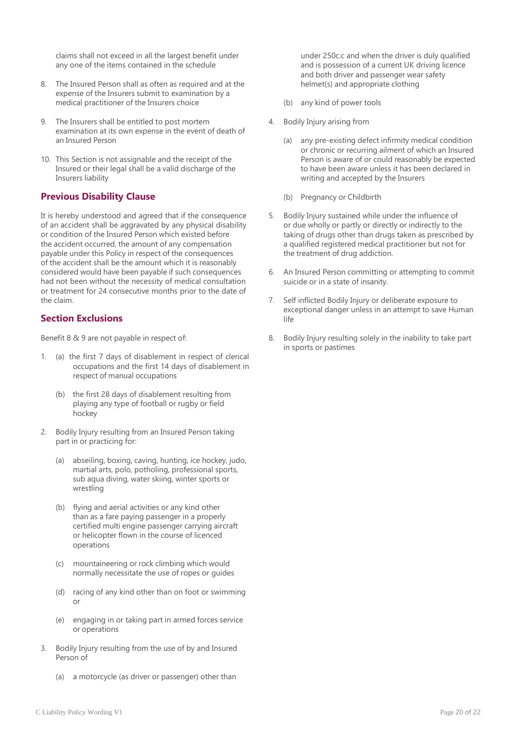claims shall not exceed in all the largest benefit under any one of the items contained in the schedule

8. The Insured Person shall as often as required and at the expense of the Insurers submit to examination by a medical practitioner of the Insurers choice

9. The Insurers shall be entitled to post mortem examination at its own expense in the event of death of an Insured Person

10. This Section is not assignable and the receipt of the Insured or their legal shall be a valid discharge of the Insurers liability

## Previous Disability Clause

It is hereby understood and agreed that if the consequence of an accident shall be aggravated by any physical disability or condition of the Insured Person which existed before the accident occurred, the amount of any compensation payable under this Policy in respect of the consequences of the accident shall be the amount which it is reasonably considered would have been payable if such consequences had not been without the necessity of medical consultation or treatment for 24 consecutive months prior to the date of the claim.

## Section Exclusions

Benefit 8 & 9 are not payable in respect of:

1. (a) the first 7 days of disablement in respect of clerical occupations and the first 14 days of disablement in respect of manual occupations

   (b) the first 28 days of disablement resulting from playing any type of football or rugby or field hockey

2. Bodily Injury resulting from an Insured Person taking part in or practicing for:

   (a) abseiling, boxing, caving, hunting, ice hockey, judo, martial arts, polo, potholing, professional sports, sub aqua diving, water skiing, winter sports or wrestling

   (b) flying and aerial activities or any kind other than as a fare paying passenger in a properly certified multi engine passenger carrying aircraft or helicopter flown in the course of licenced operations

   (c) mountaineering or rock climbing which would normally necessitate the use of ropes or guides

   (d) racing of any kind other than on foot or swimming or

   (e) engaging in or taking part in armed forces service or operations

3. Bodily Injury resulting from the use of by and Insured Person of

   (a) a motorcycle (as driver or passenger) other than under 250c.c and when the driver is duly qualified and is possession of a current UK driving licence and both driver and passenger wear safety helmet(s) and appropriate clothing

   (b) any kind of power tools

4. Bodily Injury arising from

   (a) any pre-existing defect infirmity medical condition or chronic or recurring ailment of which an Insured Person is aware of or could reasonably be expected to have been aware unless it has been declared in writing and accepted by the Insurers

   (b) Pregnancy or Childbirth

5. Bodily Injury sustained while under the influence of or due wholly or partly or directly or indirectly to the taking of drugs other than drugs taken as prescribed by a qualified registered medical practitioner but not for the treatment of drug addiction.

6. An Insured Person committing or attempting to commit suicide or in a state of insanity.

7. Self inflicted Bodily Injury or deliberate exposure to exceptional danger unless in an attempt to save Human life

8. Bodily Injury resulting solely in the inability to take part in sports or pastimes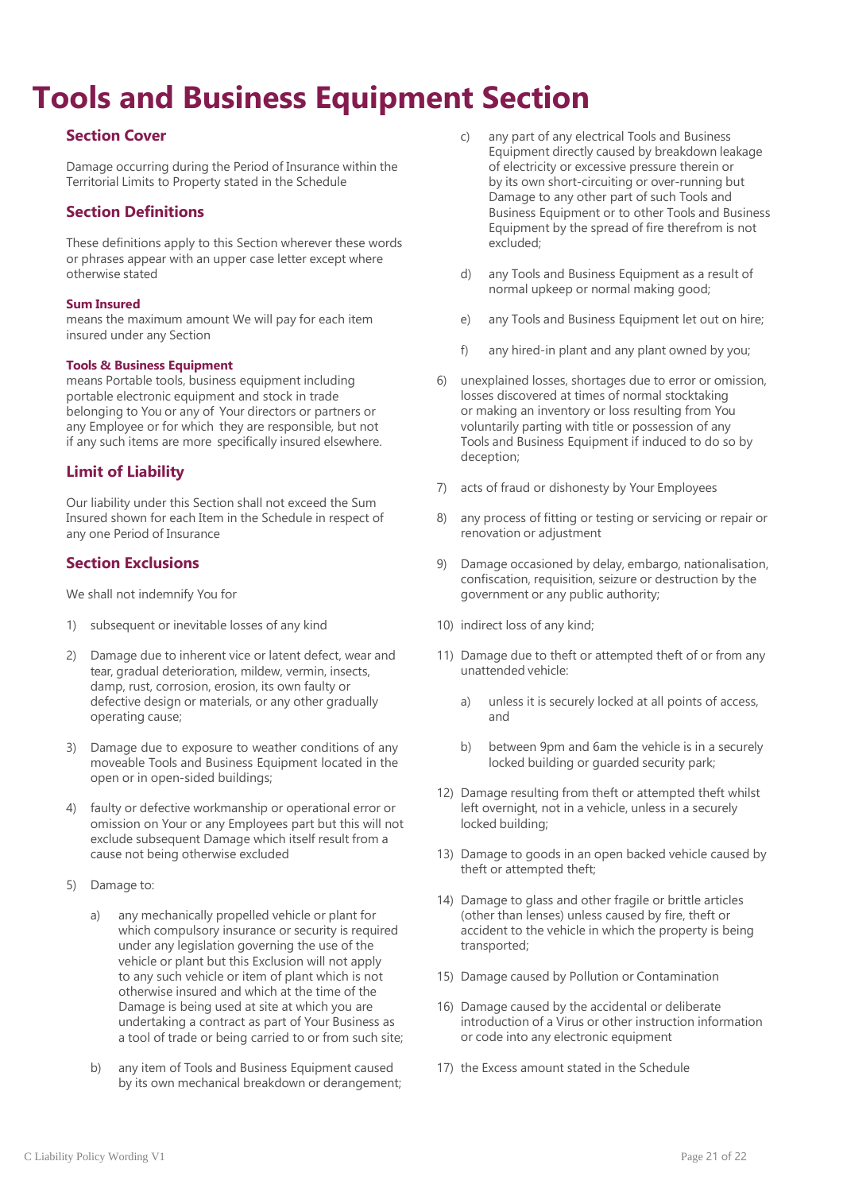# Tools and Business Equipment Section

## Section Cover

Damage occurring during the Period of Insurance within the Territorial Limits to Property stated in the Schedule

## Section Definitions

These definitions apply to this Section wherever these words or phrases appear with an upper case letter except where otherwise stated

**Sum Insured**
means the maximum amount We will pay for each item insured under any Section

**Tools & Business Equipment**
means Portable tools, business equipment including portable electronic equipment and stock in trade belonging to You or any of Your directors or partners or any Employee or for which they are responsible, but not if any such items are more specifically insured elsewhere.

## Limit of Liability

Our liability under this Section shall not exceed the Sum Insured shown for each Item in the Schedule in respect of any one Period of Insurance

## Section Exclusions

We shall not indemnify You for

1) subsequent or inevitable losses of any kind
2) Damage due to inherent vice or latent defect, wear and tear, gradual deterioration, mildew, vermin, insects, damp, rust, corrosion, erosion, its own faulty or defective design or materials, or any other gradually operating cause;
3) Damage due to exposure to weather conditions of any moveable Tools and Business Equipment located in the open or in open-sided buildings;
4) faulty or defective workmanship or operational error or omission on Your or any Employees part but this will not exclude subsequent Damage which itself result from a cause not being otherwise excluded
5) Damage to:
    a) any mechanically propelled vehicle or plant for which compulsory insurance or security is required under any legislation governing the use of the vehicle or plant but this Exclusion will not apply to any such vehicle or item of plant which is not otherwise insured and which at the time of the Damage is being used at site at which you are undertaking a contract as part of Your Business as a tool of trade or being carried to or from such site;
    b) any item of Tools and Business Equipment caused by its own mechanical breakdown or derangement;
    c) any part of any electrical Tools and Business Equipment directly caused by breakdown leakage of electricity or excessive pressure therein or by its own short-circuiting or over-running but Damage to any other part of such Tools and Business Equipment or to other Tools and Business Equipment by the spread of fire therefrom is not excluded;
    d) any Tools and Business Equipment as a result of normal upkeep or normal making good;
    e) any Tools and Business Equipment let out on hire;
    f) any hired-in plant and any plant owned by you;
6) unexplained losses, shortages due to error or omission, losses discovered at times of normal stocktaking or making an inventory or loss resulting from You voluntarily parting with title or possession of any Tools and Business Equipment if induced to do so by deception;
7) acts of fraud or dishonesty by Your Employees
8) any process of fitting or testing or servicing or repair or renovation or adjustment
9) Damage occasioned by delay, embargo, nationalisation, confiscation, requisition, seizure or destruction by the government or any public authority;
10) indirect loss of any kind;
11) Damage due to theft or attempted theft of or from any unattended vehicle:
    a) unless it is securely locked at all points of access, and
    b) between 9pm and 6am the vehicle is in a securely locked building or guarded security park;
12) Damage resulting from theft or attempted theft whilst left overnight, not in a vehicle, unless in a securely locked building;
13) Damage to goods in an open backed vehicle caused by theft or attempted theft;
14) Damage to glass and other fragile or brittle articles (other than lenses) unless caused by fire, theft or accident to the vehicle in which the property is being transported;
15) Damage caused by Pollution or Contamination
16) Damage caused by the accidental or deliberate introduction of a Virus or other instruction information or code into any electronic equipment
17) the Excess amount stated in the Schedule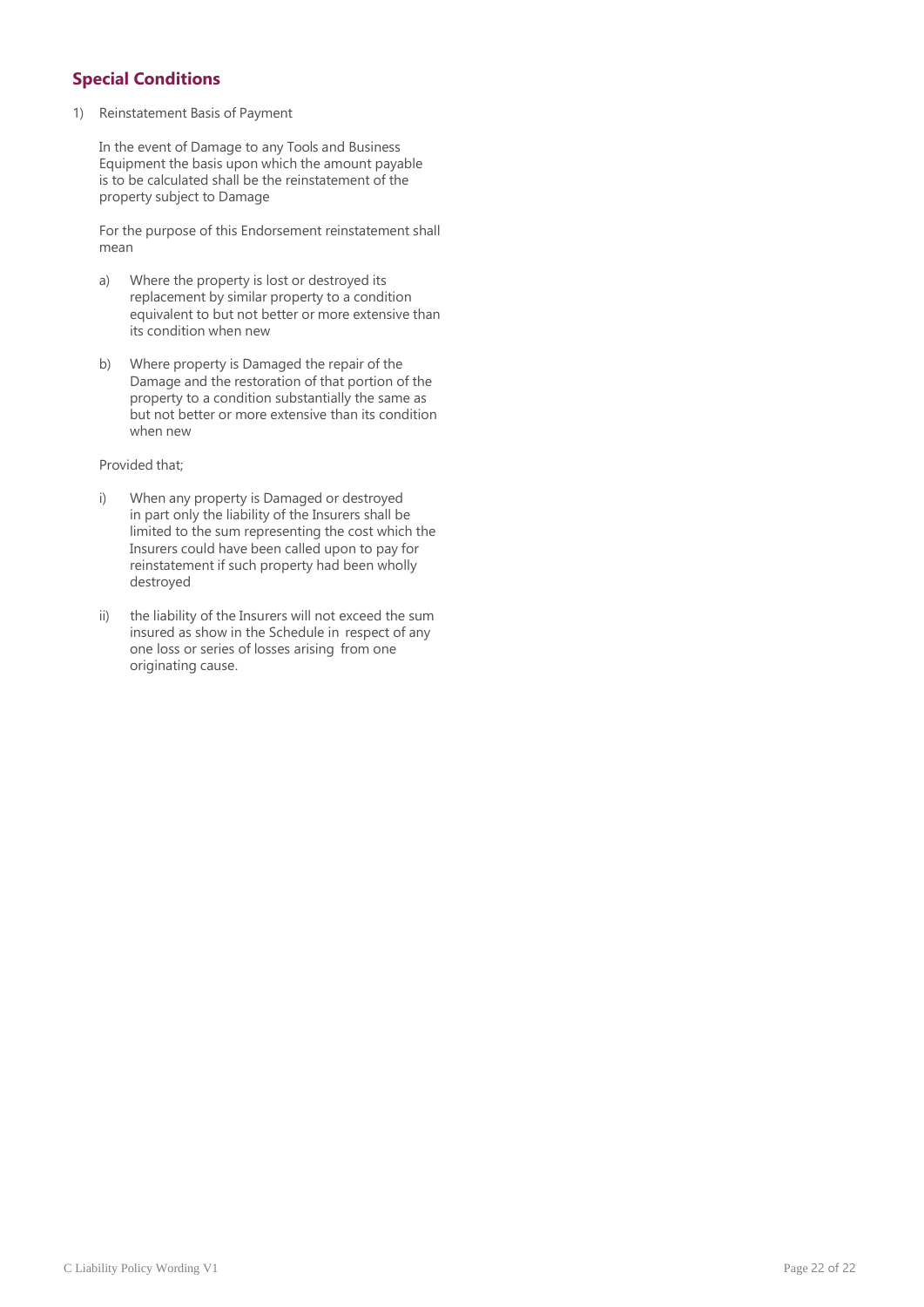## Special Conditions

1) Reinstatement Basis of Payment

   In the event of Damage to any Tools and Business Equipment the basis upon which the amount payable is to be calculated shall be the reinstatement of the property subject to Damage

   For the purpose of this Endorsement reinstatement shall mean

   a) Where the property is lost or destroyed its replacement by similar property to a condition equivalent to but not better or more extensive than its condition when new

   b) Where property is Damaged the repair of the Damage and the restoration of that portion of the property to a condition substantially the same as but not better or more extensive than its condition when new

   Provided that;

   i) When any property is Damaged or destroyed in part only the liability of the Insurers shall be limited to the sum representing the cost which the Insurers could have been called upon to pay for reinstatement if such property had been wholly destroyed

   ii) the liability of the Insurers will not exceed the sum insured as show in the Schedule in respect of any one loss or series of losses arising from one originating cause.